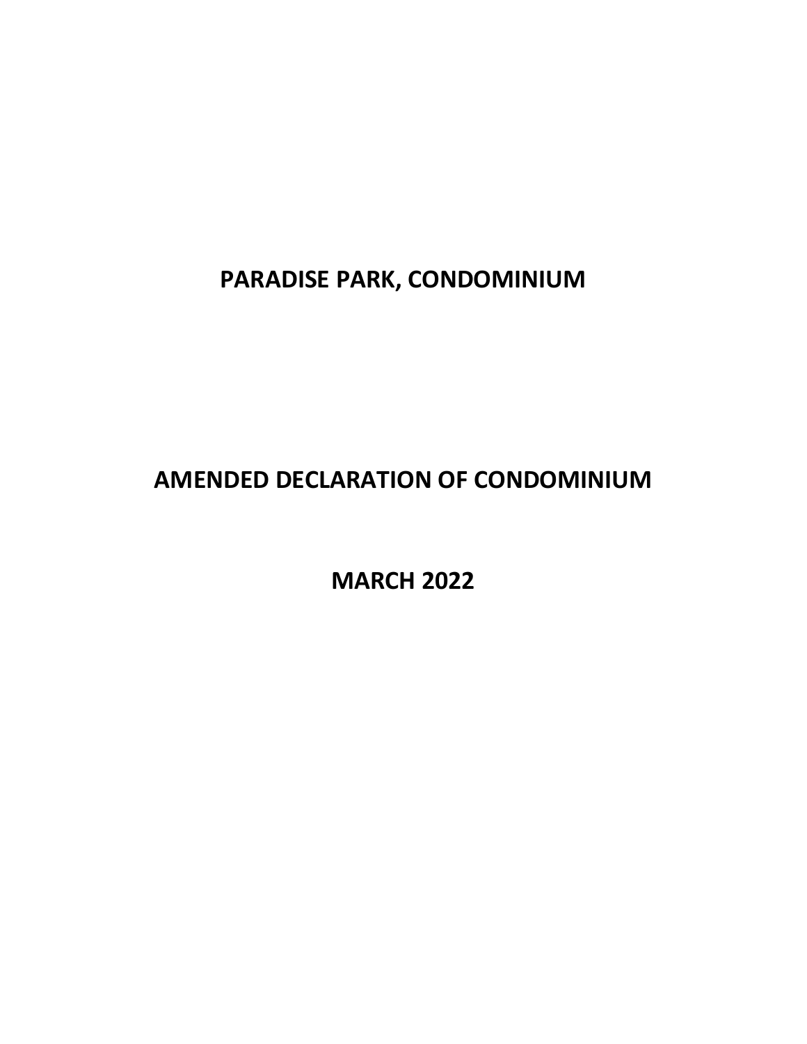# PARADISE PARK, CONDOMINIUM

# AMENDED DECLARATION OF CONDOMINIUM

# MARCH 2022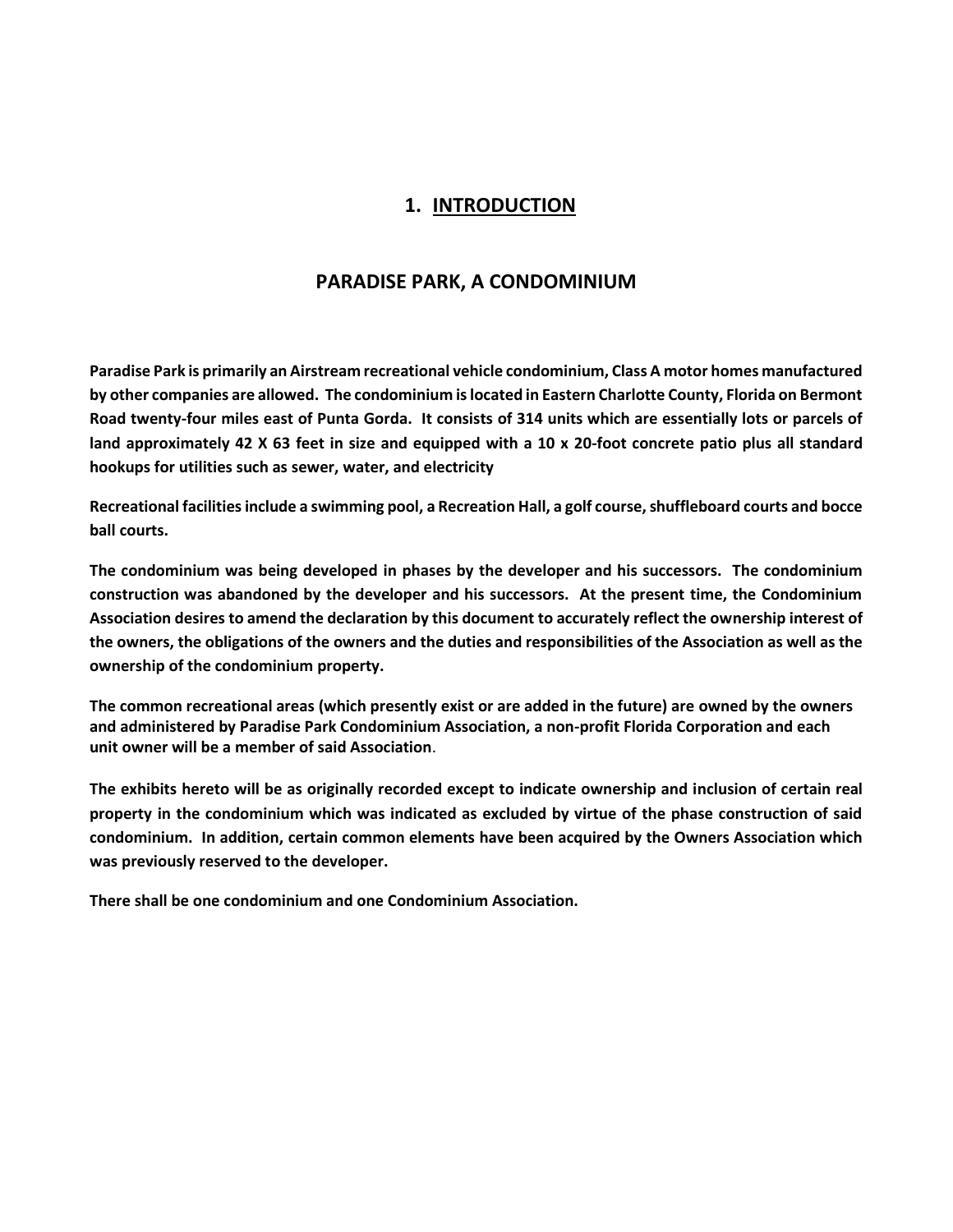# 1. INTRODUCTION

## PARADISE PARK, A CONDOMINIUM

**Paradise Park is primarily an Airstream recreational vehicle condominium, Class A motor homes manufactured by other companies are allowed. The condominium is located in Eastern Charlotte County, Florida on Bermont Road twenty-four miles east of Punta Gorda. It consists of 314 units which are essentially lots or parcels of land approximately 42 X 63 feet in size and equipped with a 10 x 20-foot concrete patio plus all standard hookups for utilities such as sewer, water, and electricity**

**Recreational facilities include a swimming pool, a Recreation Hall, a golf course, shuffleboard courts and bocce ball courts.**

**The condominium was being developed in phases by the developer and his successors. The condominium construction was abandoned by the developer and his successors. At the present time, the Condominium Association desires to amend the declaration by this document to accurately reflect the ownership interest of the owners, the obligations of the owners and the duties and responsibilities of the Association as well as the ownership of the condominium property.**

**The common recreational areas (which presently exist or are added in the future) are owned by the owners and administered by Paradise Park Condominium Association, a non-profit Florida Corporation and each unit owner will be a member of said Association**.

**The exhibits hereto will be as originally recorded except to indicate ownership and inclusion of certain real property in the condominium which was indicated as excluded by virtue of the phase construction of said condominium. In addition, certain common elements have been acquired by the Owners Association which was previously reserved to the developer.**

**There shall be one condominium and one Condominium Association.**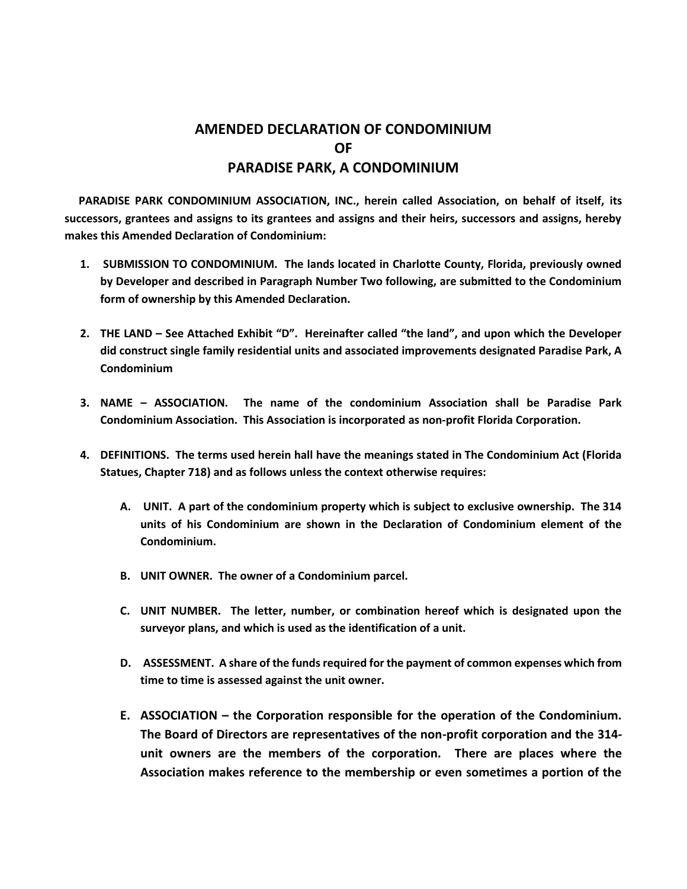# AMENDED DECLARATION OF CONDOMINIUM
# OF
# PARADISE PARK, A CONDOMINIUM

**PARADISE PARK CONDOMINIUM ASSOCIATION, INC., herein called Association, on behalf of itself, its successors, grantees and assigns to its grantees and assigns and their heirs, successors and assigns, hereby makes this Amended Declaration of Condominium:**

1. **SUBMISSION TO CONDOMINIUM. The lands located in Charlotte County, Florida, previously owned by Developer and described in Paragraph Number Two following, are submitted to the Condominium form of ownership by this Amended Declaration.**

2. **THE LAND – See Attached Exhibit "D". Hereinafter called "the land", and upon which the Developer did construct single family residential units and associated improvements designated Paradise Park, A Condominium**

3. **NAME – ASSOCIATION. The name of the condominium Association shall be Paradise Park Condominium Association. This Association is incorporated as non-profit Florida Corporation.**

4. **DEFINITIONS. The terms used herein hall have the meanings stated in The Condominium Act (Florida Statues, Chapter 718) and as follows unless the context otherwise requires:**

   A. **UNIT. A part of the condominium property which is subject to exclusive ownership. The 314 units of his Condominium are shown in the Declaration of Condominium element of the Condominium.**

   B. **UNIT OWNER. The owner of a Condominium parcel.**

   C. **UNIT NUMBER. The letter, number, or combination hereof which is designated upon the surveyor plans, and which is used as the identification of a unit.**

   D. **ASSESSMENT. A share of the funds required for the payment of common expenses which from time to time is assessed against the unit owner.**

   E. **ASSOCIATION – the Corporation responsible for the operation of the Condominium. The Board of Directors are representatives of the non-profit corporation and the 314-unit owners are the members of the corporation. There are places where the Association makes reference to the membership or even sometimes a portion of the**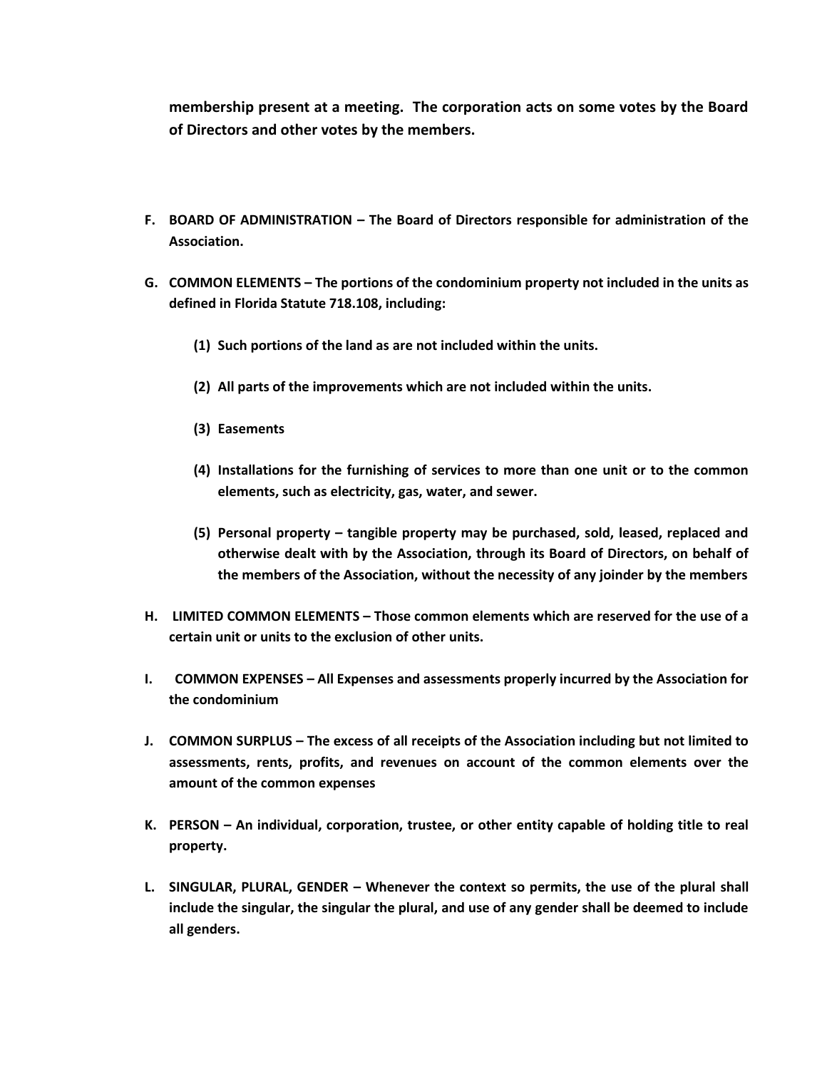**membership present at a meeting. The corporation acts on some votes by the Board of Directors and other votes by the members.**

**F. BOARD OF ADMINISTRATION – The Board of Directors responsible for administration of the Association.**

**G. COMMON ELEMENTS – The portions of the condominium property not included in the units as defined in Florida Statute 718.108, including:**

**(1) Such portions of the land as are not included within the units.**

**(2) All parts of the improvements which are not included within the units.**

**(3) Easements**

**(4) Installations for the furnishing of services to more than one unit or to the common elements, such as electricity, gas, water, and sewer.**

**(5) Personal property – tangible property may be purchased, sold, leased, replaced and otherwise dealt with by the Association, through its Board of Directors, on behalf of the members of the Association, without the necessity of any joinder by the members**

**H. LIMITED COMMON ELEMENTS – Those common elements which are reserved for the use of a certain unit or units to the exclusion of other units.**

**I. COMMON EXPENSES – All Expenses and assessments properly incurred by the Association for the condominium**

**J. COMMON SURPLUS – The excess of all receipts of the Association including but not limited to assessments, rents, profits, and revenues on account of the common elements over the amount of the common expenses**

**K. PERSON – An individual, corporation, trustee, or other entity capable of holding title to real property.**

**L. SINGULAR, PLURAL, GENDER – Whenever the context so permits, the use of the plural shall include the singular, the singular the plural, and use of any gender shall be deemed to include all genders.**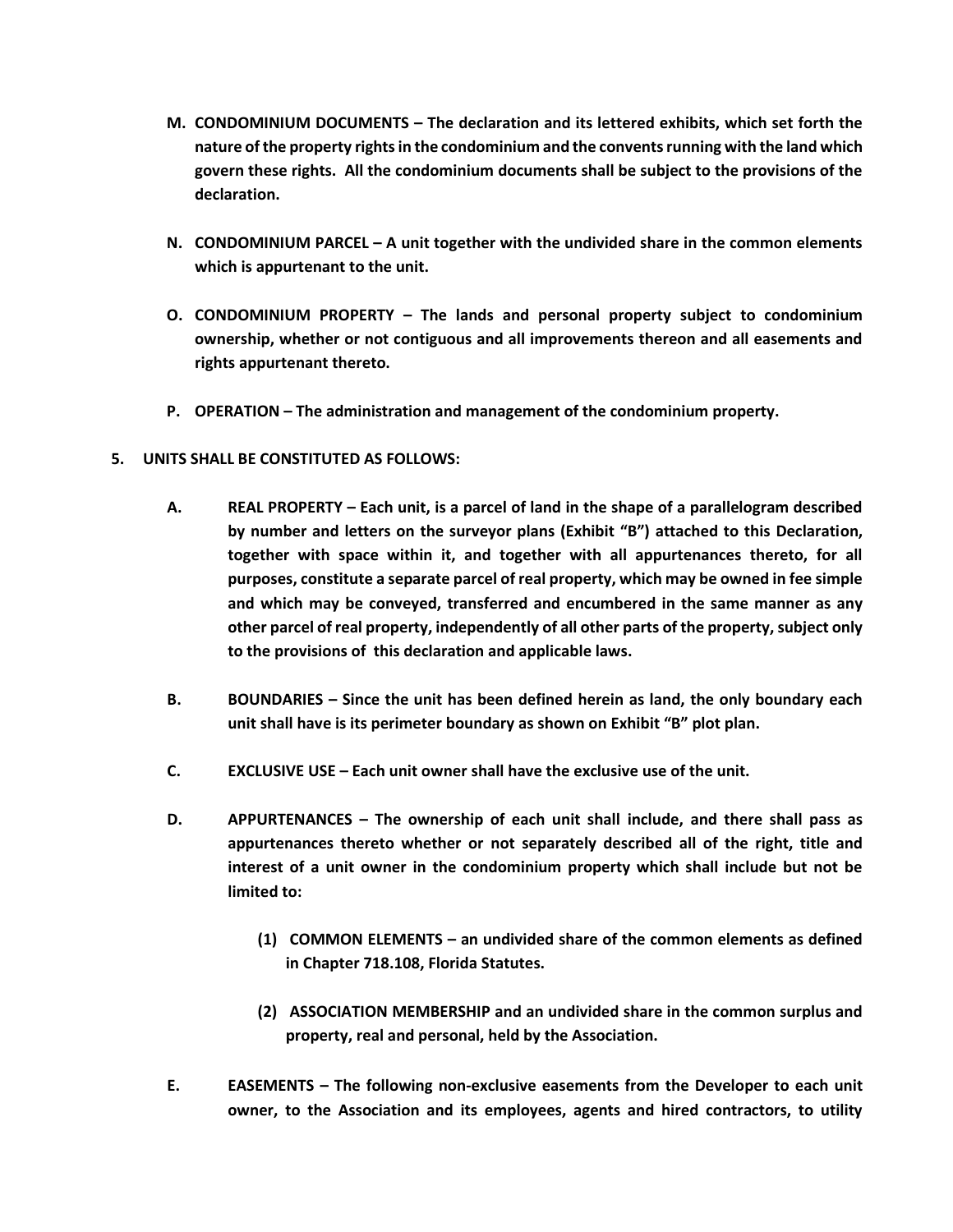**M. CONDOMINIUM DOCUMENTS – The declaration and its lettered exhibits, which set forth the nature of the property rights in the condominium and the convents running with the land which govern these rights. All the condominium documents shall be subject to the provisions of the declaration.**

**N. CONDOMINIUM PARCEL – A unit together with the undivided share in the common elements which is appurtenant to the unit.**

**O. CONDOMINIUM PROPERTY – The lands and personal property subject to condominium ownership, whether or not contiguous and all improvements thereon and all easements and rights appurtenant thereto.**

**P. OPERATION – The administration and management of the condominium property.**

**5. UNITS SHALL BE CONSTITUTED AS FOLLOWS:**

**A. REAL PROPERTY – Each unit, is a parcel of land in the shape of a parallelogram described by number and letters on the surveyor plans (Exhibit "B") attached to this Declaration, together with space within it, and together with all appurtenances thereto, for all purposes, constitute a separate parcel of real property, which may be owned in fee simple and which may be conveyed, transferred and encumbered in the same manner as any other parcel of real property, independently of all other parts of the property, subject only to the provisions of this declaration and applicable laws.**

**B. BOUNDARIES – Since the unit has been defined herein as land, the only boundary each unit shall have is its perimeter boundary as shown on Exhibit "B" plot plan.**

**C. EXCLUSIVE USE – Each unit owner shall have the exclusive use of the unit.**

**D. APPURTENANCES – The ownership of each unit shall include, and there shall pass as appurtenances thereto whether or not separately described all of the right, title and interest of a unit owner in the condominium property which shall include but not be limited to:**

**(1) COMMON ELEMENTS – an undivided share of the common elements as defined in Chapter 718.108, Florida Statutes.**

**(2) ASSOCIATION MEMBERSHIP and an undivided share in the common surplus and property, real and personal, held by the Association.**

**E. EASEMENTS – The following non-exclusive easements from the Developer to each unit owner, to the Association and its employees, agents and hired contractors, to utility**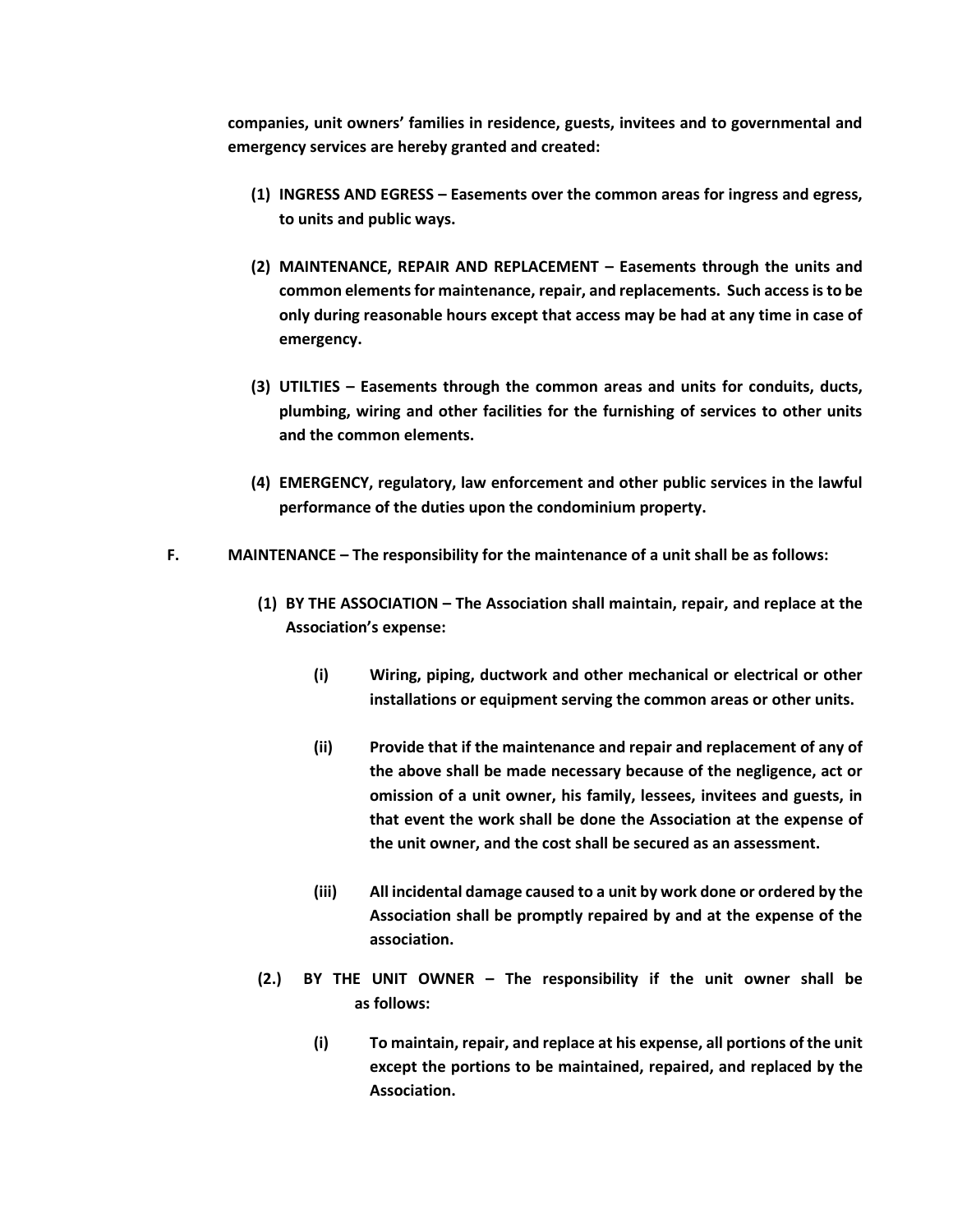**companies, unit owners' families in residence, guests, invitees and to governmental and emergency services are hereby granted and created:**

**(1) INGRESS AND EGRESS – Easements over the common areas for ingress and egress, to units and public ways.**

**(2) MAINTENANCE, REPAIR AND REPLACEMENT – Easements through the units and common elements for maintenance, repair, and replacements. Such access is to be only during reasonable hours except that access may be had at any time in case of emergency.**

**(3) UTILTIES – Easements through the common areas and units for conduits, ducts, plumbing, wiring and other facilities for the furnishing of services to other units and the common elements.**

**(4) EMERGENCY, regulatory, law enforcement and other public services in the lawful performance of the duties upon the condominium property.**

**F. MAINTENANCE – The responsibility for the maintenance of a unit shall be as follows:**

**(1) BY THE ASSOCIATION – The Association shall maintain, repair, and replace at the Association's expense:**

**(i) Wiring, piping, ductwork and other mechanical or electrical or other installations or equipment serving the common areas or other units.**

**(ii) Provide that if the maintenance and repair and replacement of any of the above shall be made necessary because of the negligence, act or omission of a unit owner, his family, lessees, invitees and guests, in that event the work shall be done the Association at the expense of the unit owner, and the cost shall be secured as an assessment.**

**(iii) All incidental damage caused to a unit by work done or ordered by the Association shall be promptly repaired by and at the expense of the association.**

**(2.) BY THE UNIT OWNER – The responsibility if the unit owner shall be as follows:**

**(i) To maintain, repair, and replace at his expense, all portions of the unit except the portions to be maintained, repaired, and replaced by the Association.**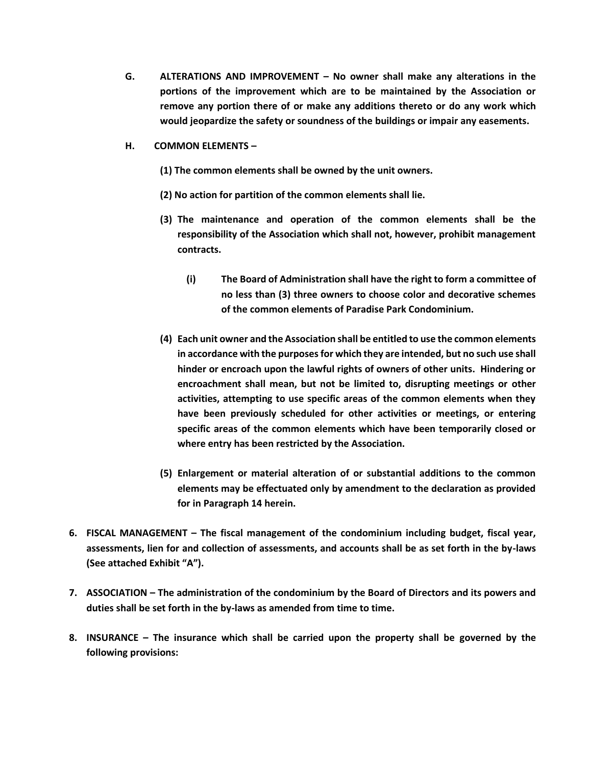**G. ALTERATIONS AND IMPROVEMENT – No owner shall make any alterations in the portions of the improvement which are to be maintained by the Association or remove any portion there of or make any additions thereto or do any work which would jeopardize the safety or soundness of the buildings or impair any easements.**

**H. COMMON ELEMENTS –**

**(1) The common elements shall be owned by the unit owners.**

**(2) No action for partition of the common elements shall lie.**

**(3) The maintenance and operation of the common elements shall be the responsibility of the Association which shall not, however, prohibit management contracts.**

**(i) The Board of Administration shall have the right to form a committee of no less than (3) three owners to choose color and decorative schemes of the common elements of Paradise Park Condominium.**

**(4) Each unit owner and the Association shall be entitled to use the common elements in accordance with the purposes for which they are intended, but no such use shall hinder or encroach upon the lawful rights of owners of other units. Hindering or encroachment shall mean, but not be limited to, disrupting meetings or other activities, attempting to use specific areas of the common elements when they have been previously scheduled for other activities or meetings, or entering specific areas of the common elements which have been temporarily closed or where entry has been restricted by the Association.**

**(5) Enlargement or material alteration of or substantial additions to the common elements may be effectuated only by amendment to the declaration as provided for in Paragraph 14 herein.**

**6. FISCAL MANAGEMENT – The fiscal management of the condominium including budget, fiscal year, assessments, lien for and collection of assessments, and accounts shall be as set forth in the by-laws (See attached Exhibit "A").**

**7. ASSOCIATION – The administration of the condominium by the Board of Directors and its powers and duties shall be set forth in the by-laws as amended from time to time.**

**8. INSURANCE – The insurance which shall be carried upon the property shall be governed by the following provisions:**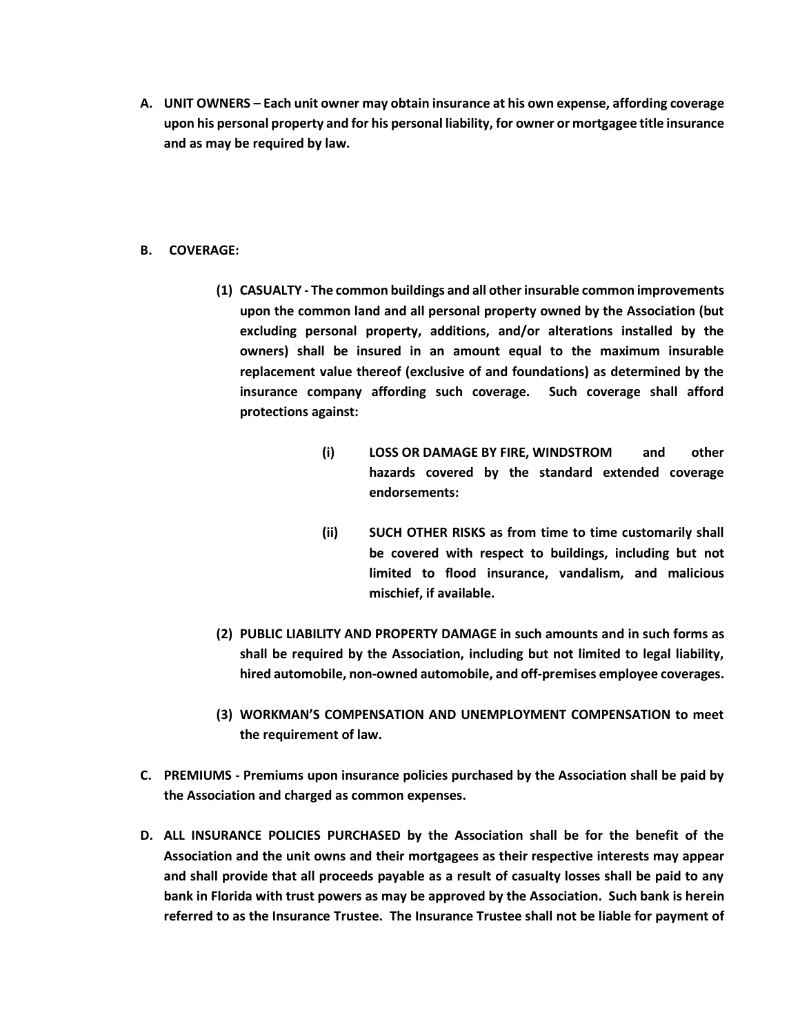**A. UNIT OWNERS – Each unit owner may obtain insurance at his own expense, affording coverage upon his personal property and for his personal liability, for owner or mortgagee title insurance and as may be required by law.**

**B. COVERAGE:**

> **(1) CASUALTY - The common buildings and all other insurable common improvements upon the common land and all personal property owned by the Association (but excluding personal property, additions, and/or alterations installed by the owners) shall be insured in an amount equal to the maximum insurable replacement value thereof (exclusive of and foundations) as determined by the insurance company affording such coverage. Such coverage shall afford protections against:**
>
> > **(i) LOSS OR DAMAGE BY FIRE, WINDSTROM and other hazards covered by the standard extended coverage endorsements:**
> >
> > **(ii) SUCH OTHER RISKS as from time to time customarily shall be covered with respect to buildings, including but not limited to flood insurance, vandalism, and malicious mischief, if available.**
>
> **(2) PUBLIC LIABILITY AND PROPERTY DAMAGE in such amounts and in such forms as shall be required by the Association, including but not limited to legal liability, hired automobile, non-owned automobile, and off-premises employee coverages.**
>
> **(3) WORKMAN'S COMPENSATION AND UNEMPLOYMENT COMPENSATION to meet the requirement of law.**

**C. PREMIUMS - Premiums upon insurance policies purchased by the Association shall be paid by the Association and charged as common expenses.**

**D. ALL INSURANCE POLICIES PURCHASED by the Association shall be for the benefit of the Association and the unit owns and their mortgagees as their respective interests may appear and shall provide that all proceeds payable as a result of casualty losses shall be paid to any bank in Florida with trust powers as may be approved by the Association. Such bank is herein referred to as the Insurance Trustee. The Insurance Trustee shall not be liable for payment of**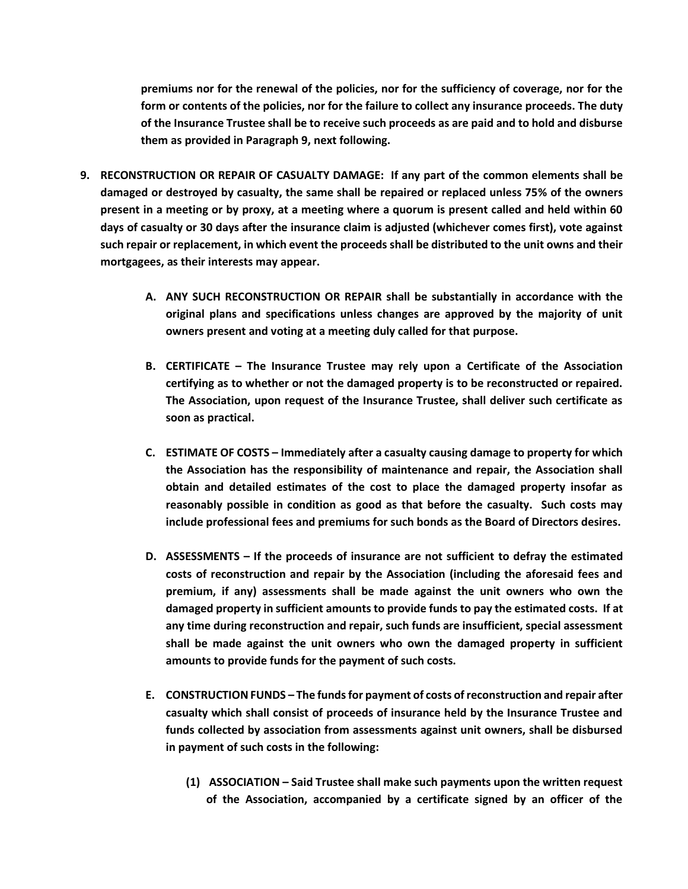**premiums nor for the renewal of the policies, nor for the sufficiency of coverage, nor for the form or contents of the policies, nor for the failure to collect any insurance proceeds. The duty of the Insurance Trustee shall be to receive such proceeds as are paid and to hold and disburse them as provided in Paragraph 9, next following.**

9. **RECONSTRUCTION OR REPAIR OF CASUALTY DAMAGE: If any part of the common elements shall be damaged or destroyed by casualty, the same shall be repaired or replaced unless 75% of the owners present in a meeting or by proxy, at a meeting where a quorum is present called and held within 60 days of casualty or 30 days after the insurance claim is adjusted (whichever comes first), vote against such repair or replacement, in which event the proceeds shall be distributed to the unit owns and their mortgagees, as their interests may appear.**

   A. **ANY SUCH RECONSTRUCTION OR REPAIR shall be substantially in accordance with the original plans and specifications unless changes are approved by the majority of unit owners present and voting at a meeting duly called for that purpose.**

   B. **CERTIFICATE – The Insurance Trustee may rely upon a Certificate of the Association certifying as to whether or not the damaged property is to be reconstructed or repaired. The Association, upon request of the Insurance Trustee, shall deliver such certificate as soon as practical.**

   C. **ESTIMATE OF COSTS – Immediately after a casualty causing damage to property for which the Association has the responsibility of maintenance and repair, the Association shall obtain and detailed estimates of the cost to place the damaged property insofar as reasonably possible in condition as good as that before the casualty. Such costs may include professional fees and premiums for such bonds as the Board of Directors desires.**

   D. **ASSESSMENTS – If the proceeds of insurance are not sufficient to defray the estimated costs of reconstruction and repair by the Association (including the aforesaid fees and premium, if any) assessments shall be made against the unit owners who own the damaged property in sufficient amounts to provide funds to pay the estimated costs. If at any time during reconstruction and repair, such funds are insufficient, special assessment shall be made against the unit owners who own the damaged property in sufficient amounts to provide funds for the payment of such costs.**

   E. **CONSTRUCTION FUNDS – The funds for payment of costs of reconstruction and repair after casualty which shall consist of proceeds of insurance held by the Insurance Trustee and funds collected by association from assessments against unit owners, shall be disbursed in payment of such costs in the following:**

      (1) **ASSOCIATION – Said Trustee shall make such payments upon the written request of the Association, accompanied by a certificate signed by an officer of the**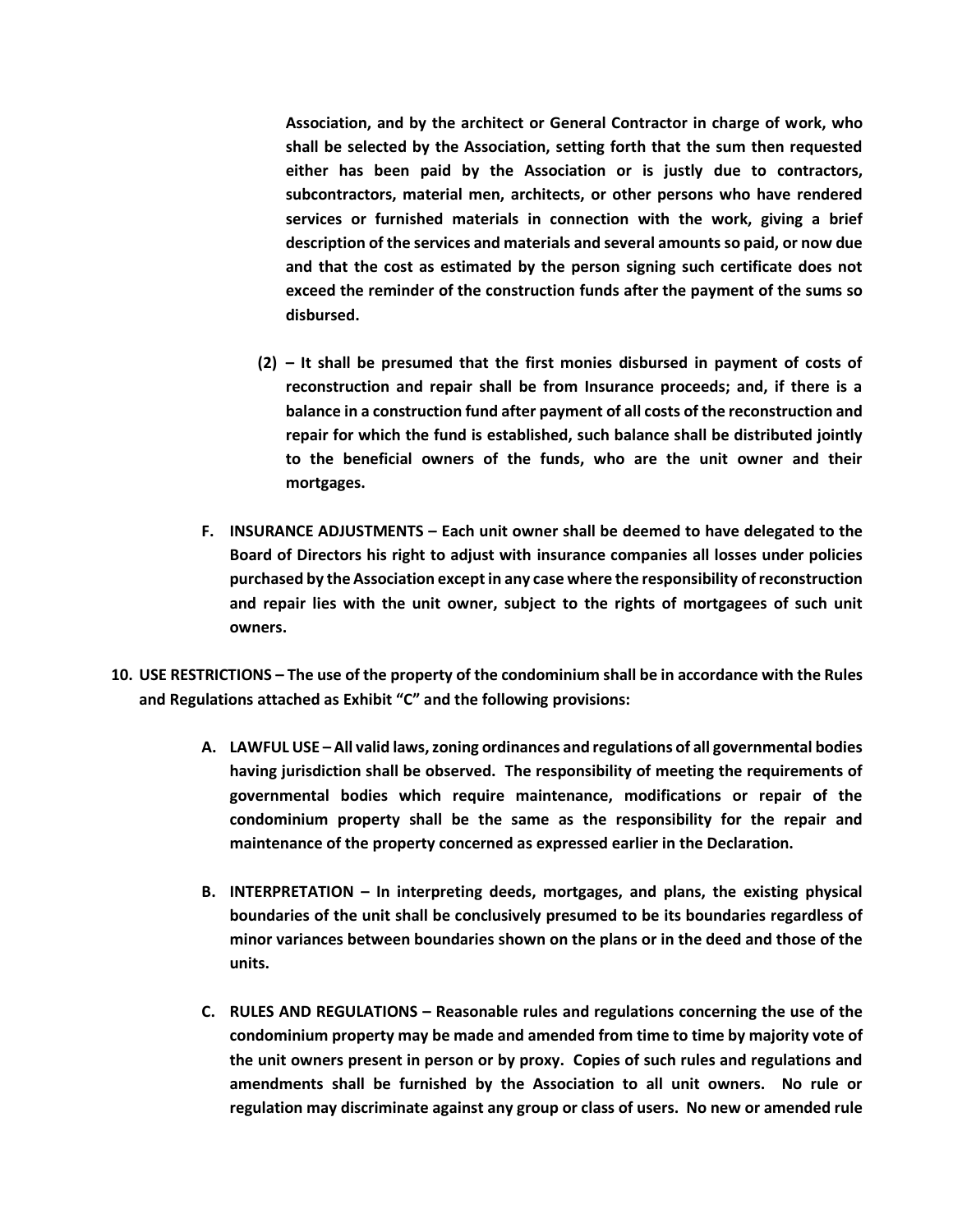**Association, and by the architect or General Contractor in charge of work, who shall be selected by the Association, setting forth that the sum then requested either has been paid by the Association or is justly due to contractors, subcontractors, material men, architects, or other persons who have rendered services or furnished materials in connection with the work, giving a brief description of the services and materials and several amounts so paid, or now due and that the cost as estimated by the person signing such certificate does not exceed the reminder of the construction funds after the payment of the sums so disbursed.**

**(2) – It shall be presumed that the first monies disbursed in payment of costs of reconstruction and repair shall be from Insurance proceeds; and, if there is a balance in a construction fund after payment of all costs of the reconstruction and repair for which the fund is established, such balance shall be distributed jointly to the beneficial owners of the funds, who are the unit owner and their mortgages.**

**F. INSURANCE ADJUSTMENTS – Each unit owner shall be deemed to have delegated to the Board of Directors his right to adjust with insurance companies all losses under policies purchased by the Association except in any case where the responsibility of reconstruction and repair lies with the unit owner, subject to the rights of mortgagees of such unit owners.**

**10. USE RESTRICTIONS – The use of the property of the condominium shall be in accordance with the Rules and Regulations attached as Exhibit "C" and the following provisions:**

**A. LAWFUL USE – All valid laws, zoning ordinances and regulations of all governmental bodies having jurisdiction shall be observed. The responsibility of meeting the requirements of governmental bodies which require maintenance, modifications or repair of the condominium property shall be the same as the responsibility for the repair and maintenance of the property concerned as expressed earlier in the Declaration.**

**B. INTERPRETATION – In interpreting deeds, mortgages, and plans, the existing physical boundaries of the unit shall be conclusively presumed to be its boundaries regardless of minor variances between boundaries shown on the plans or in the deed and those of the units.**

**C. RULES AND REGULATIONS – Reasonable rules and regulations concerning the use of the condominium property may be made and amended from time to time by majority vote of the unit owners present in person or by proxy. Copies of such rules and regulations and amendments shall be furnished by the Association to all unit owners. No rule or regulation may discriminate against any group or class of users. No new or amended rule**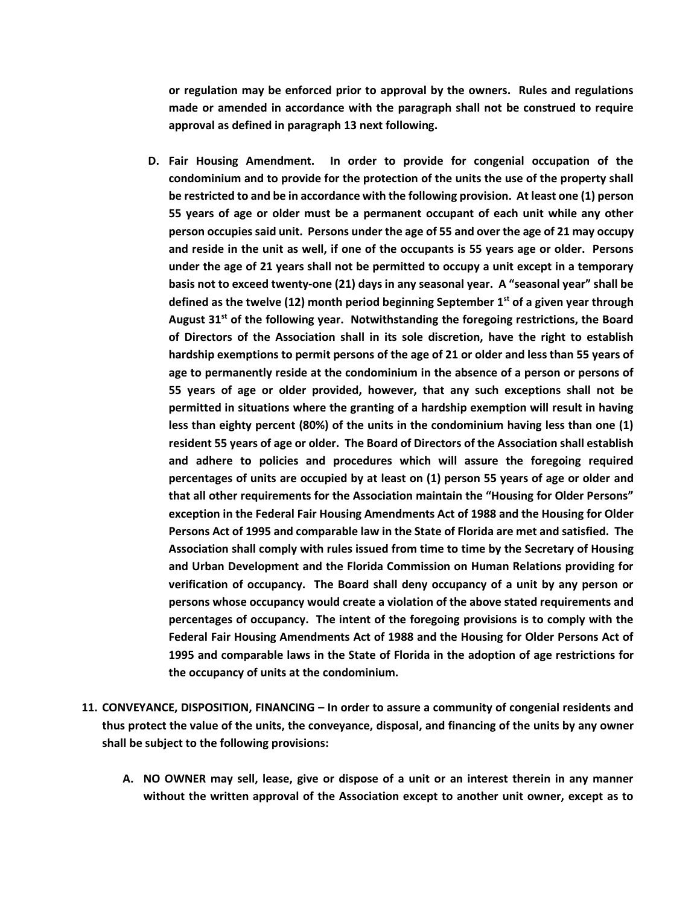**or regulation may be enforced prior to approval by the owners. Rules and regulations made or amended in accordance with the paragraph shall not be construed to require approval as defined in paragraph 13 next following.**

**D. Fair Housing Amendment. In order to provide for congenial occupation of the condominium and to provide for the protection of the units the use of the property shall be restricted to and be in accordance with the following provision. At least one (1) person 55 years of age or older must be a permanent occupant of each unit while any other person occupies said unit. Persons under the age of 55 and over the age of 21 may occupy and reside in the unit as well, if one of the occupants is 55 years age or older. Persons under the age of 21 years shall not be permitted to occupy a unit except in a temporary basis not to exceed twenty-one (21) days in any seasonal year. A "seasonal year" shall be defined as the twelve (12) month period beginning September 1st of a given year through August 31st of the following year. Notwithstanding the foregoing restrictions, the Board of Directors of the Association shall in its sole discretion, have the right to establish hardship exemptions to permit persons of the age of 21 or older and less than 55 years of age to permanently reside at the condominium in the absence of a person or persons of 55 years of age or older provided, however, that any such exceptions shall not be permitted in situations where the granting of a hardship exemption will result in having less than eighty percent (80%) of the units in the condominium having less than one (1) resident 55 years of age or older. The Board of Directors of the Association shall establish and adhere to policies and procedures which will assure the foregoing required percentages of units are occupied by at least on (1) person 55 years of age or older and that all other requirements for the Association maintain the "Housing for Older Persons" exception in the Federal Fair Housing Amendments Act of 1988 and the Housing for Older Persons Act of 1995 and comparable law in the State of Florida are met and satisfied. The Association shall comply with rules issued from time to time by the Secretary of Housing and Urban Development and the Florida Commission on Human Relations providing for verification of occupancy. The Board shall deny occupancy of a unit by any person or persons whose occupancy would create a violation of the above stated requirements and percentages of occupancy. The intent of the foregoing provisions is to comply with the Federal Fair Housing Amendments Act of 1988 and the Housing for Older Persons Act of 1995 and comparable laws in the State of Florida in the adoption of age restrictions for the occupancy of units at the condominium.**

**11. CONVEYANCE, DISPOSITION, FINANCING – In order to assure a community of congenial residents and thus protect the value of the units, the conveyance, disposal, and financing of the units by any owner shall be subject to the following provisions:**

**A. NO OWNER may sell, lease, give or dispose of a unit or an interest therein in any manner without the written approval of the Association except to another unit owner, except as to**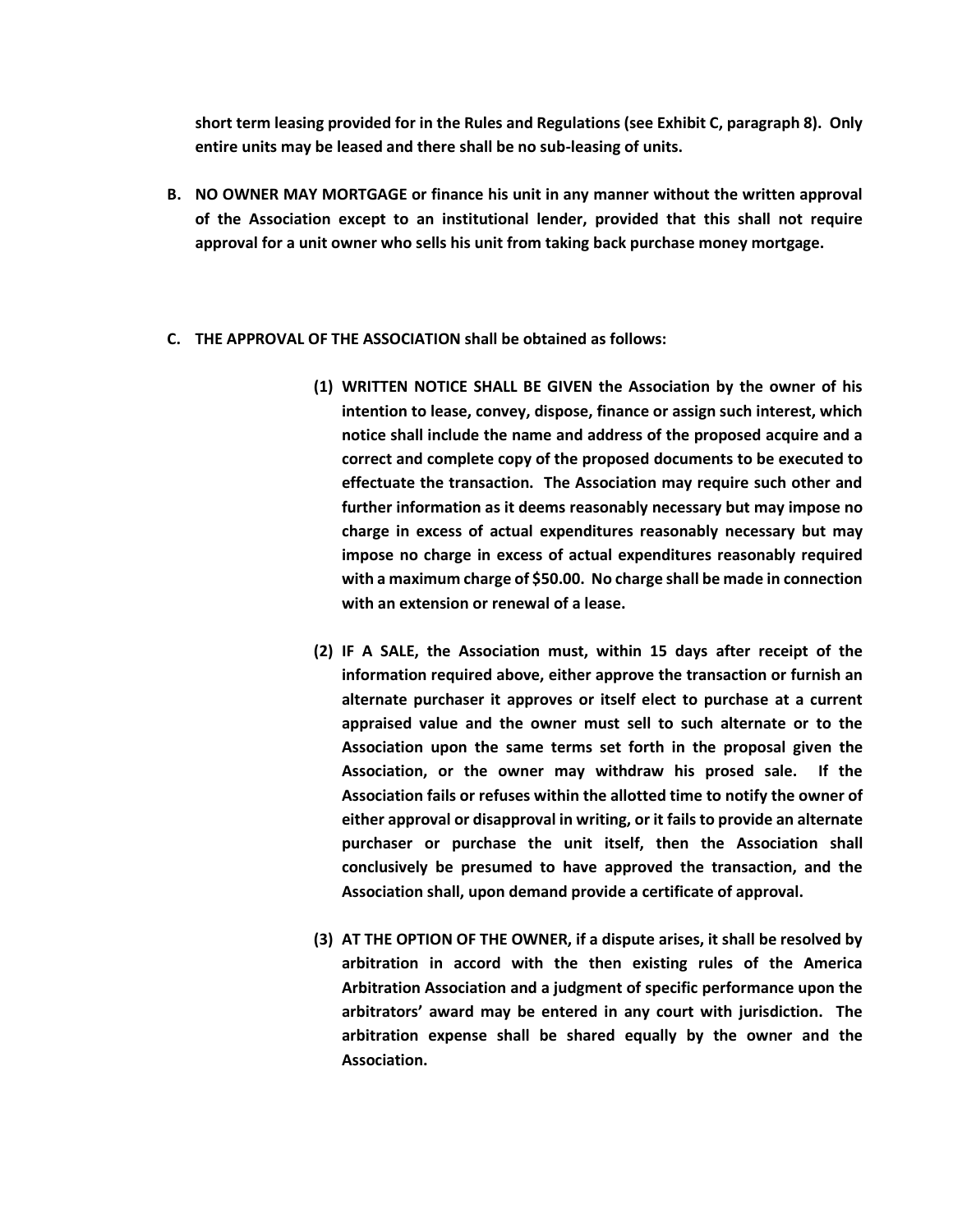**short term leasing provided for in the Rules and Regulations (see Exhibit C, paragraph 8). Only entire units may be leased and there shall be no sub-leasing of units.**

**B. NO OWNER MAY MORTGAGE or finance his unit in any manner without the written approval of the Association except to an institutional lender, provided that this shall not require approval for a unit owner who sells his unit from taking back purchase money mortgage.**

**C. THE APPROVAL OF THE ASSOCIATION shall be obtained as follows:**

> **(1) WRITTEN NOTICE SHALL BE GIVEN the Association by the owner of his intention to lease, convey, dispose, finance or assign such interest, which notice shall include the name and address of the proposed acquire and a correct and complete copy of the proposed documents to be executed to effectuate the transaction. The Association may require such other and further information as it deems reasonably necessary but may impose no charge in excess of actual expenditures reasonably necessary but may impose no charge in excess of actual expenditures reasonably required with a maximum charge of $50.00. No charge shall be made in connection with an extension or renewal of a lease.**
>
> **(2) IF A SALE, the Association must, within 15 days after receipt of the information required above, either approve the transaction or furnish an alternate purchaser it approves or itself elect to purchase at a current appraised value and the owner must sell to such alternate or to the Association upon the same terms set forth in the proposal given the Association, or the owner may withdraw his prosed sale. If the Association fails or refuses within the allotted time to notify the owner of either approval or disapproval in writing, or it fails to provide an alternate purchaser or purchase the unit itself, then the Association shall conclusively be presumed to have approved the transaction, and the Association shall, upon demand provide a certificate of approval.**
>
> **(3) AT THE OPTION OF THE OWNER, if a dispute arises, it shall be resolved by arbitration in accord with the then existing rules of the America Arbitration Association and a judgment of specific performance upon the arbitrators' award may be entered in any court with jurisdiction. The arbitration expense shall be shared equally by the owner and the Association.**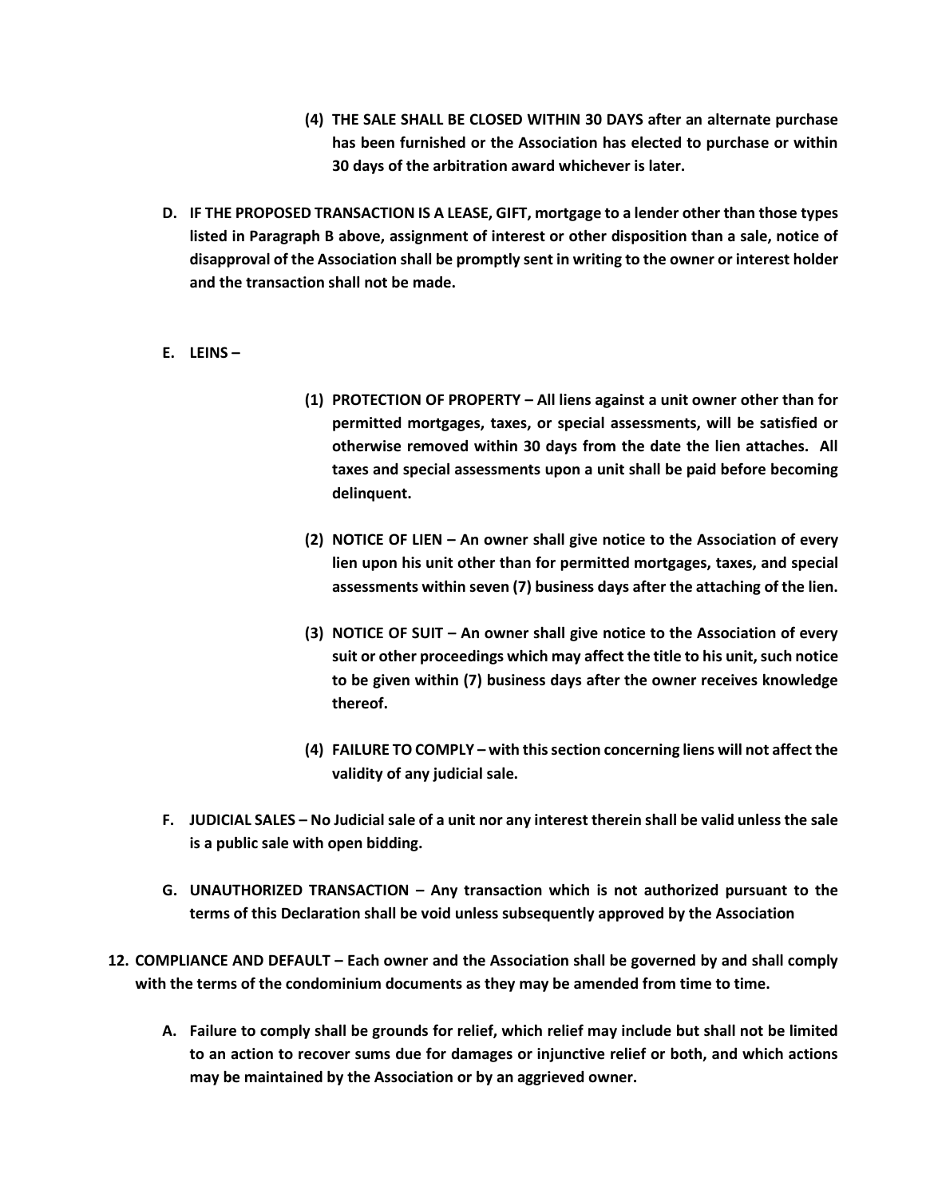(4) **THE SALE SHALL BE CLOSED WITHIN 30 DAYS after an alternate purchase has been furnished or the Association has elected to purchase or within 30 days of the arbitration award whichever is later.**

D. **IF THE PROPOSED TRANSACTION IS A LEASE, GIFT, mortgage to a lender other than those types listed in Paragraph B above, assignment of interest or other disposition than a sale, notice of disapproval of the Association shall be promptly sent in writing to the owner or interest holder and the transaction shall not be made.**

E. **LEINS –**

(1) **PROTECTION OF PROPERTY – All liens against a unit owner other than for permitted mortgages, taxes, or special assessments, will be satisfied or otherwise removed within 30 days from the date the lien attaches. All taxes and special assessments upon a unit shall be paid before becoming delinquent.**

(2) **NOTICE OF LIEN – An owner shall give notice to the Association of every lien upon his unit other than for permitted mortgages, taxes, and special assessments within seven (7) business days after the attaching of the lien.**

(3) **NOTICE OF SUIT – An owner shall give notice to the Association of every suit or other proceedings which may affect the title to his unit, such notice to be given within (7) business days after the owner receives knowledge thereof.**

(4) **FAILURE TO COMPLY – with this section concerning liens will not affect the validity of any judicial sale.**

F. **JUDICIAL SALES – No Judicial sale of a unit nor any interest therein shall be valid unless the sale is a public sale with open bidding.**

G. **UNAUTHORIZED TRANSACTION – Any transaction which is not authorized pursuant to the terms of this Declaration shall be void unless subsequently approved by the Association**

12. **COMPLIANCE AND DEFAULT – Each owner and the Association shall be governed by and shall comply with the terms of the condominium documents as they may be amended from time to time.**

A. **Failure to comply shall be grounds for relief, which relief may include but shall not be limited to an action to recover sums due for damages or injunctive relief or both, and which actions may be maintained by the Association or by an aggrieved owner.**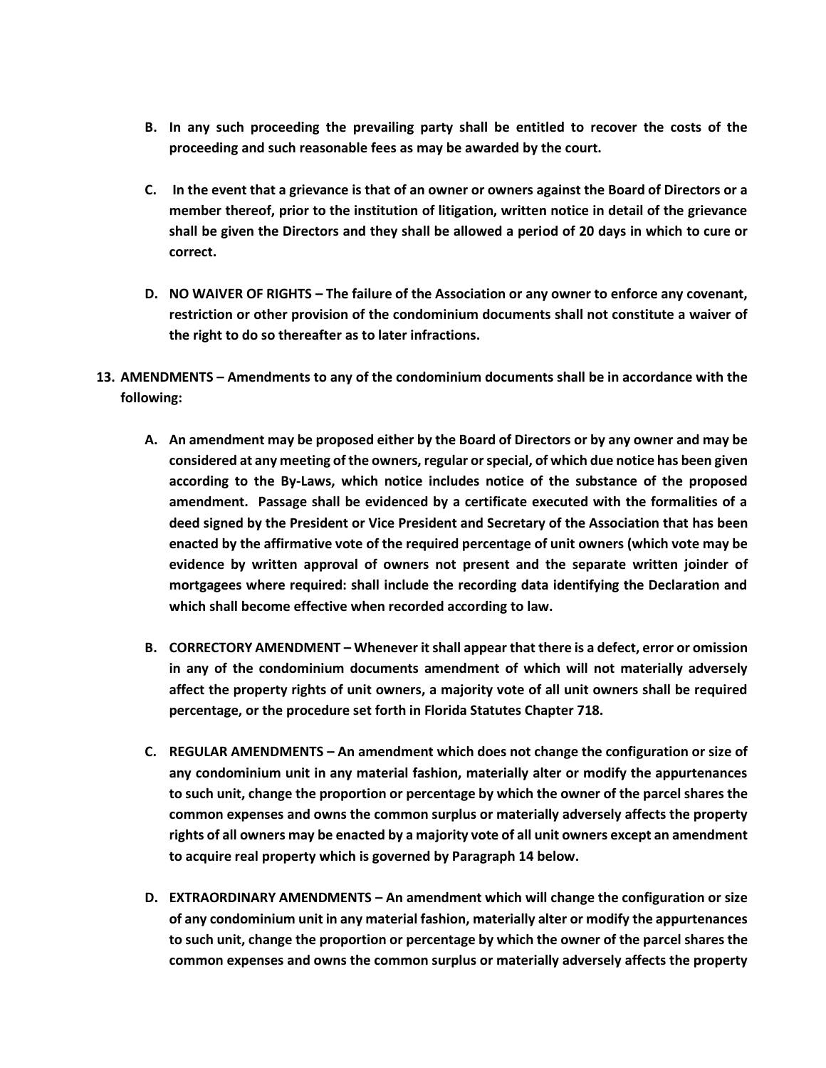**B. In any such proceeding the prevailing party shall be entitled to recover the costs of the proceeding and such reasonable fees as may be awarded by the court.**

**C. In the event that a grievance is that of an owner or owners against the Board of Directors or a member thereof, prior to the institution of litigation, written notice in detail of the grievance shall be given the Directors and they shall be allowed a period of 20 days in which to cure or correct.**

**D. NO WAIVER OF RIGHTS – The failure of the Association or any owner to enforce any covenant, restriction or other provision of the condominium documents shall not constitute a waiver of the right to do so thereafter as to later infractions.**

**13. AMENDMENTS – Amendments to any of the condominium documents shall be in accordance with the following:**

**A. An amendment may be proposed either by the Board of Directors or by any owner and may be considered at any meeting of the owners, regular or special, of which due notice has been given according to the By-Laws, which notice includes notice of the substance of the proposed amendment. Passage shall be evidenced by a certificate executed with the formalities of a deed signed by the President or Vice President and Secretary of the Association that has been enacted by the affirmative vote of the required percentage of unit owners (which vote may be evidence by written approval of owners not present and the separate written joinder of mortgagees where required: shall include the recording data identifying the Declaration and which shall become effective when recorded according to law.**

**B. CORRECTORY AMENDMENT – Whenever it shall appear that there is a defect, error or omission in any of the condominium documents amendment of which will not materially adversely affect the property rights of unit owners, a majority vote of all unit owners shall be required percentage, or the procedure set forth in Florida Statutes Chapter 718.**

**C. REGULAR AMENDMENTS – An amendment which does not change the configuration or size of any condominium unit in any material fashion, materially alter or modify the appurtenances to such unit, change the proportion or percentage by which the owner of the parcel shares the common expenses and owns the common surplus or materially adversely affects the property rights of all owners may be enacted by a majority vote of all unit owners except an amendment to acquire real property which is governed by Paragraph 14 below.**

**D. EXTRAORDINARY AMENDMENTS – An amendment which will change the configuration or size of any condominium unit in any material fashion, materially alter or modify the appurtenances to such unit, change the proportion or percentage by which the owner of the parcel shares the common expenses and owns the common surplus or materially adversely affects the property**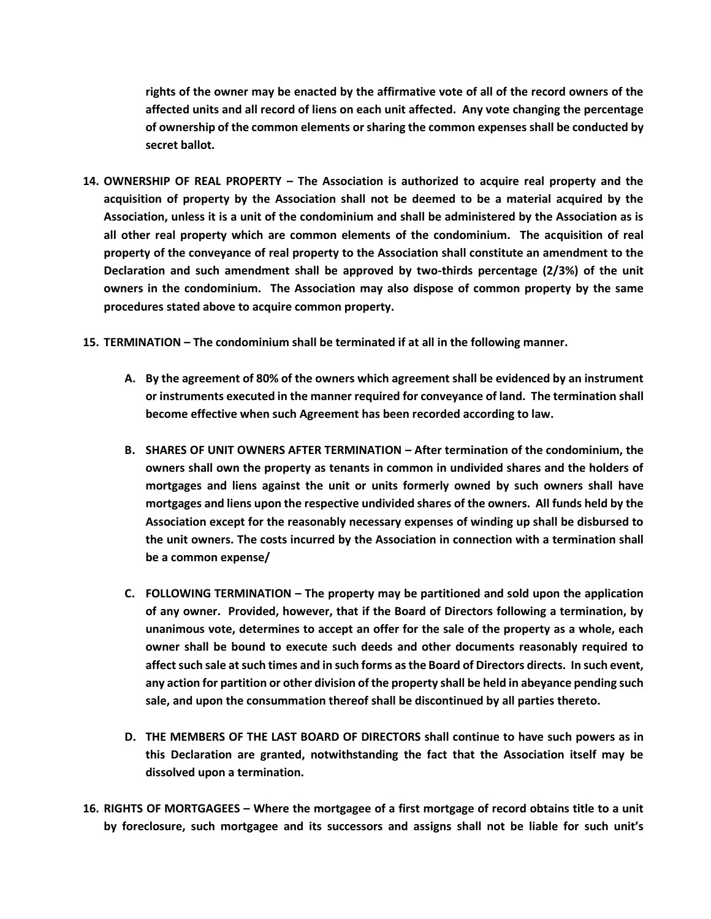**rights of the owner may be enacted by the affirmative vote of all of the record owners of the affected units and all record of liens on each unit affected. Any vote changing the percentage of ownership of the common elements or sharing the common expenses shall be conducted by secret ballot.**

14. **OWNERSHIP OF REAL PROPERTY – The Association is authorized to acquire real property and the acquisition of property by the Association shall not be deemed to be a material acquired by the Association, unless it is a unit of the condominium and shall be administered by the Association as is all other real property which are common elements of the condominium. The acquisition of real property of the conveyance of real property to the Association shall constitute an amendment to the Declaration and such amendment shall be approved by two-thirds percentage (2/3%) of the unit owners in the condominium. The Association may also dispose of common property by the same procedures stated above to acquire common property.**

15. **TERMINATION – The condominium shall be terminated if at all in the following manner.**

    A. **By the agreement of 80% of the owners which agreement shall be evidenced by an instrument or instruments executed in the manner required for conveyance of land. The termination shall become effective when such Agreement has been recorded according to law.**

    B. **SHARES OF UNIT OWNERS AFTER TERMINATION – After termination of the condominium, the owners shall own the property as tenants in common in undivided shares and the holders of mortgages and liens against the unit or units formerly owned by such owners shall have mortgages and liens upon the respective undivided shares of the owners. All funds held by the Association except for the reasonably necessary expenses of winding up shall be disbursed to the unit owners. The costs incurred by the Association in connection with a termination shall be a common expense/**

    C. **FOLLOWING TERMINATION – The property may be partitioned and sold upon the application of any owner. Provided, however, that if the Board of Directors following a termination, by unanimous vote, determines to accept an offer for the sale of the property as a whole, each owner shall be bound to execute such deeds and other documents reasonably required to affect such sale at such times and in such forms as the Board of Directors directs. In such event, any action for partition or other division of the property shall be held in abeyance pending such sale, and upon the consummation thereof shall be discontinued by all parties thereto.**

    D. **THE MEMBERS OF THE LAST BOARD OF DIRECTORS shall continue to have such powers as in this Declaration are granted, notwithstanding the fact that the Association itself may be dissolved upon a termination.**

16. **RIGHTS OF MORTGAGEES – Where the mortgagee of a first mortgage of record obtains title to a unit by foreclosure, such mortgagee and its successors and assigns shall not be liable for such unit's**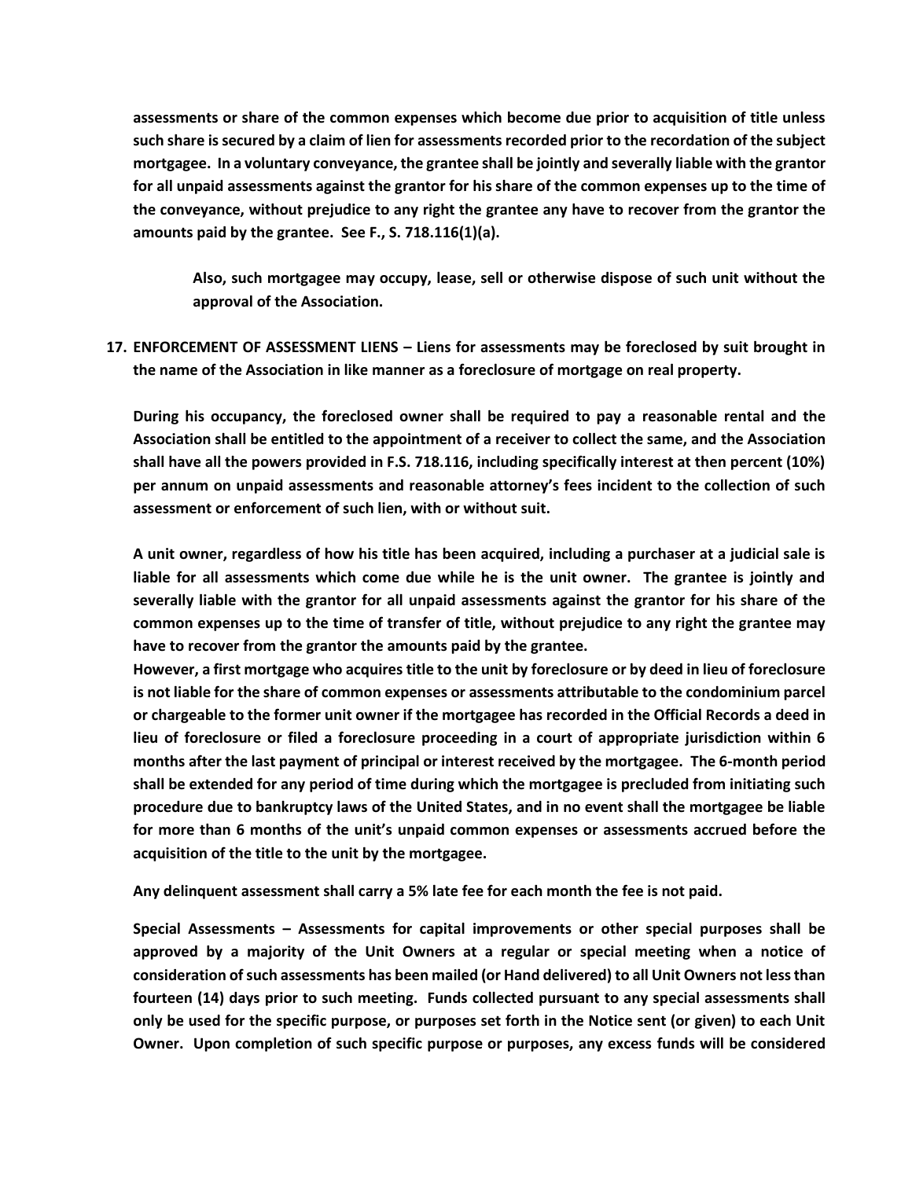**assessments or share of the common expenses which become due prior to acquisition of title unless such share is secured by a claim of lien for assessments recorded prior to the recordation of the subject mortgagee. In a voluntary conveyance, the grantee shall be jointly and severally liable with the grantor for all unpaid assessments against the grantor for his share of the common expenses up to the time of the conveyance, without prejudice to any right the grantee any have to recover from the grantor the amounts paid by the grantee. See F., S. 718.116(1)(a).**

> **Also, such mortgagee may occupy, lease, sell or otherwise dispose of such unit without the approval of the Association.**

**17. ENFORCEMENT OF ASSESSMENT LIENS – Liens for assessments may be foreclosed by suit brought in the name of the Association in like manner as a foreclosure of mortgage on real property.**

**During his occupancy, the foreclosed owner shall be required to pay a reasonable rental and the Association shall be entitled to the appointment of a receiver to collect the same, and the Association shall have all the powers provided in F.S. 718.116, including specifically interest at then percent (10%) per annum on unpaid assessments and reasonable attorney's fees incident to the collection of such assessment or enforcement of such lien, with or without suit.**

**A unit owner, regardless of how his title has been acquired, including a purchaser at a judicial sale is liable for all assessments which come due while he is the unit owner. The grantee is jointly and severally liable with the grantor for all unpaid assessments against the grantor for his share of the common expenses up to the time of transfer of title, without prejudice to any right the grantee may have to recover from the grantor the amounts paid by the grantee.**

**However, a first mortgage who acquires title to the unit by foreclosure or by deed in lieu of foreclosure is not liable for the share of common expenses or assessments attributable to the condominium parcel or chargeable to the former unit owner if the mortgagee has recorded in the Official Records a deed in lieu of foreclosure or filed a foreclosure proceeding in a court of appropriate jurisdiction within 6 months after the last payment of principal or interest received by the mortgagee. The 6-month period shall be extended for any period of time during which the mortgagee is precluded from initiating such procedure due to bankruptcy laws of the United States, and in no event shall the mortgagee be liable for more than 6 months of the unit's unpaid common expenses or assessments accrued before the acquisition of the title to the unit by the mortgagee.**

**Any delinquent assessment shall carry a 5% late fee for each month the fee is not paid.**

**Special Assessments – Assessments for capital improvements or other special purposes shall be approved by a majority of the Unit Owners at a regular or special meeting when a notice of consideration of such assessments has been mailed (or Hand delivered) to all Unit Owners not less than fourteen (14) days prior to such meeting. Funds collected pursuant to any special assessments shall only be used for the specific purpose, or purposes set forth in the Notice sent (or given) to each Unit Owner. Upon completion of such specific purpose or purposes, any excess funds will be considered**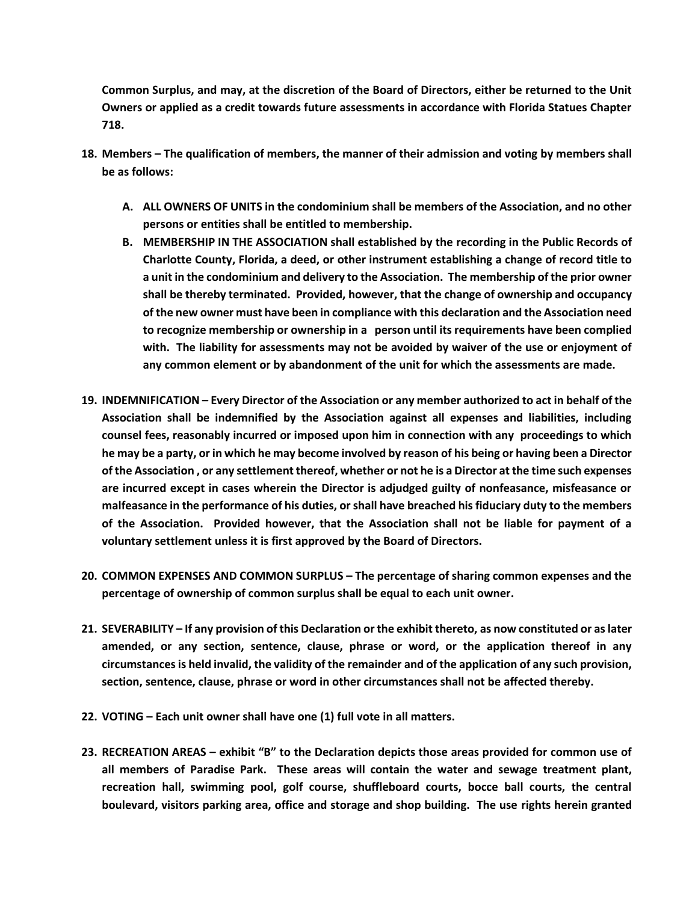**Common Surplus, and may, at the discretion of the Board of Directors, either be returned to the Unit Owners or applied as a credit towards future assessments in accordance with Florida Statues Chapter 718.**

18. **Members – The qualification of members, the manner of their admission and voting by members shall be as follows:**

    A. **ALL OWNERS OF UNITS in the condominium shall be members of the Association, and no other persons or entities shall be entitled to membership.**
    B. **MEMBERSHIP IN THE ASSOCIATION shall established by the recording in the Public Records of Charlotte County, Florida, a deed, or other instrument establishing a change of record title to a unit in the condominium and delivery to the Association. The membership of the prior owner shall be thereby terminated. Provided, however, that the change of ownership and occupancy of the new owner must have been in compliance with this declaration and the Association need to recognize membership or ownership in a person until its requirements have been complied with. The liability for assessments may not be avoided by waiver of the use or enjoyment of any common element or by abandonment of the unit for which the assessments are made.**

19. **INDEMNIFICATION – Every Director of the Association or any member authorized to act in behalf of the Association shall be indemnified by the Association against all expenses and liabilities, including counsel fees, reasonably incurred or imposed upon him in connection with any proceedings to which he may be a party, or in which he may become involved by reason of his being or having been a Director of the Association , or any settlement thereof, whether or not he is a Director at the time such expenses are incurred except in cases wherein the Director is adjudged guilty of nonfeasance, misfeasance or malfeasance in the performance of his duties, or shall have breached his fiduciary duty to the members of the Association. Provided however, that the Association shall not be liable for payment of a voluntary settlement unless it is first approved by the Board of Directors.**

20. **COMMON EXPENSES AND COMMON SURPLUS – The percentage of sharing common expenses and the percentage of ownership of common surplus shall be equal to each unit owner.**

21. **SEVERABILITY – If any provision of this Declaration or the exhibit thereto, as now constituted or as later amended, or any section, sentence, clause, phrase or word, or the application thereof in any circumstances is held invalid, the validity of the remainder and of the application of any such provision, section, sentence, clause, phrase or word in other circumstances shall not be affected thereby.**

22. **VOTING – Each unit owner shall have one (1) full vote in all matters.**

23. **RECREATION AREAS – exhibit "B" to the Declaration depicts those areas provided for common use of all members of Paradise Park. These areas will contain the water and sewage treatment plant, recreation hall, swimming pool, golf course, shuffleboard courts, bocce ball courts, the central boulevard, visitors parking area, office and storage and shop building. The use rights herein granted**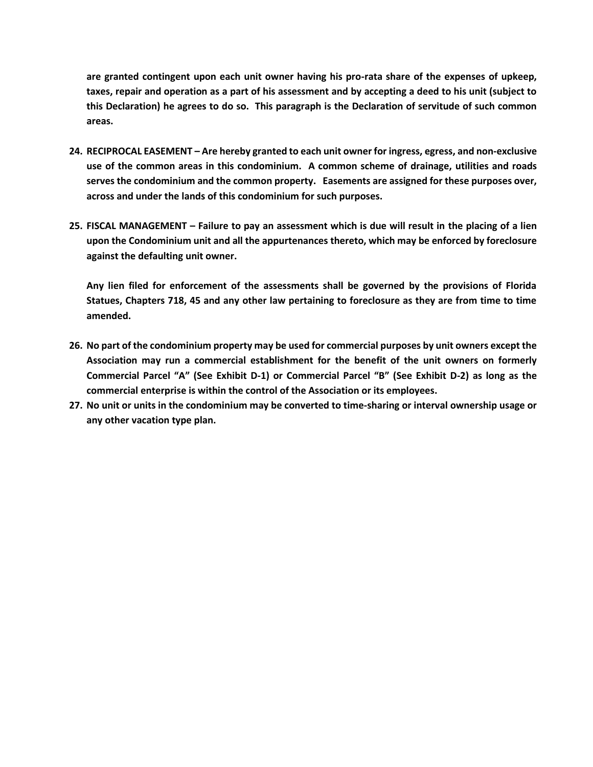**are granted contingent upon each unit owner having his pro-rata share of the expenses of upkeep, taxes, repair and operation as a part of his assessment and by accepting a deed to his unit (subject to this Declaration) he agrees to do so. This paragraph is the Declaration of servitude of such common areas.**

24. **RECIPROCAL EASEMENT – Are hereby granted to each unit owner for ingress, egress, and non-exclusive use of the common areas in this condominium. A common scheme of drainage, utilities and roads serves the condominium and the common property. Easements are assigned for these purposes over, across and under the lands of this condominium for such purposes.**

25. **FISCAL MANAGEMENT – Failure to pay an assessment which is due will result in the placing of a lien upon the Condominium unit and all the appurtenances thereto, which may be enforced by foreclosure against the defaulting unit owner.**

    **Any lien filed for enforcement of the assessments shall be governed by the provisions of Florida Statues, Chapters 718, 45 and any other law pertaining to foreclosure as they are from time to time amended.**

26. **No part of the condominium property may be used for commercial purposes by unit owners except the Association may run a commercial establishment for the benefit of the unit owners on formerly Commercial Parcel "A" (See Exhibit D-1) or Commercial Parcel "B" (See Exhibit D-2) as long as the commercial enterprise is within the control of the Association or its employees.**
27. **No unit or units in the condominium may be converted to time-sharing or interval ownership usage or any other vacation type plan.**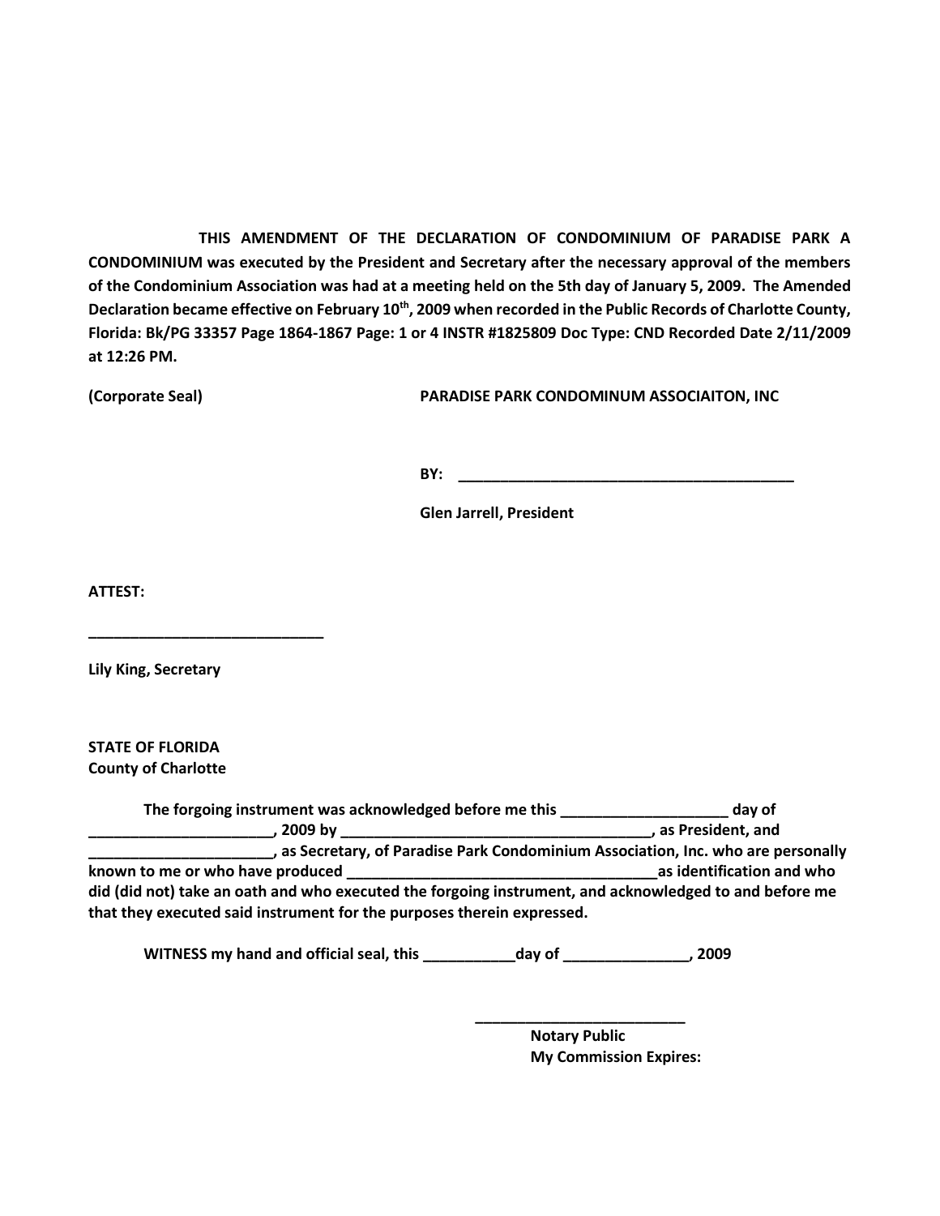**THIS AMENDMENT OF THE DECLARATION OF CONDOMINIUM OF PARADISE PARK A CONDOMINIUM was executed by the President and Secretary after the necessary approval of the members of the Condominium Association was had at a meeting held on the 5th day of January 5, 2009. The Amended Declaration became effective on February 10th, 2009 when recorded in the Public Records of Charlotte County, Florida: Bk/PG 33357 Page 1864-1867 Page: 1 or 4 INSTR #1825809 Doc Type: CND Recorded Date 2/11/2009 at 12:26 PM.**

**(Corporate Seal)** **PARADISE PARK CONDOMINUM ASSOCIAITON, INC**

**BY: ________________________________________**

**Glen Jarrell, President**

**ATTEST:**

**____________________________**

**Lily King, Secretary**

**STATE OF FLORIDA**
**County of Charlotte**

**The forgoing instrument was acknowledged before me this ___________________ day of ______________________, 2009 by ____________________________________, as President, and _____________________, as Secretary, of Paradise Park Condominium Association, Inc. who are personally known to me or who have produced _____________________________________as identification and who did (did not) take an oath and who executed the forgoing instrument, and acknowledged to and before me that they executed said instrument for the purposes therein expressed.**

**WITNESS my hand and official seal, this ___________day of ______________, 2009**

**_________________________**
**Notary Public**
**My Commission Expires:**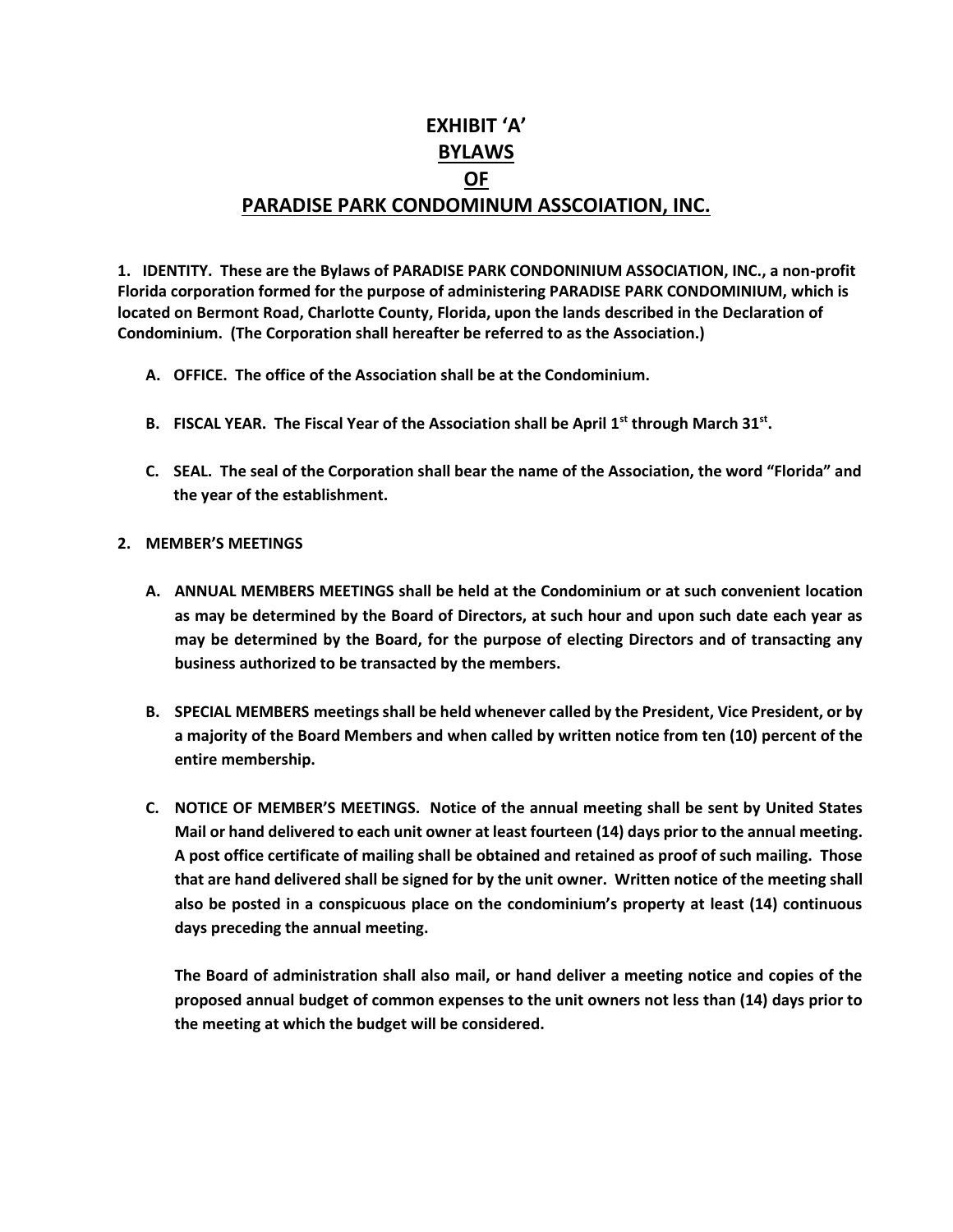# EXHIBIT 'A'
# BYLAWS
# OF
# PARADISE PARK CONDOMINUM ASSCOIATION, INC.

**1. IDENTITY. These are the Bylaws of PARADISE PARK CONDONINIUM ASSOCIATION, INC., a non-profit Florida corporation formed for the purpose of administering PARADISE PARK CONDOMINIUM, which is located on Bermont Road, Charlotte County, Florida, upon the lands described in the Declaration of Condominium. (The Corporation shall hereafter be referred to as the Association.)**

- **A. OFFICE. The office of the Association shall be at the Condominium.**

- **B. FISCAL YEAR. The Fiscal Year of the Association shall be April 1st through March 31st.**

- **C. SEAL. The seal of the Corporation shall bear the name of the Association, the word "Florida" and the year of the establishment.**

**2. MEMBER'S MEETINGS**

- **A. ANNUAL MEMBERS MEETINGS shall be held at the Condominium or at such convenient location as may be determined by the Board of Directors, at such hour and upon such date each year as may be determined by the Board, for the purpose of electing Directors and of transacting any business authorized to be transacted by the members.**

- **B. SPECIAL MEMBERS meetings shall be held whenever called by the President, Vice President, or by a majority of the Board Members and when called by written notice from ten (10) percent of the entire membership.**

- **C. NOTICE OF MEMBER'S MEETINGS. Notice of the annual meeting shall be sent by United States Mail or hand delivered to each unit owner at least fourteen (14) days prior to the annual meeting. A post office certificate of mailing shall be obtained and retained as proof of such mailing. Those that are hand delivered shall be signed for by the unit owner. Written notice of the meeting shall also be posted in a conspicuous place on the condominium's property at least (14) continuous days preceding the annual meeting.**

  **The Board of administration shall also mail, or hand deliver a meeting notice and copies of the proposed annual budget of common expenses to the unit owners not less than (14) days prior to the meeting at which the budget will be considered.**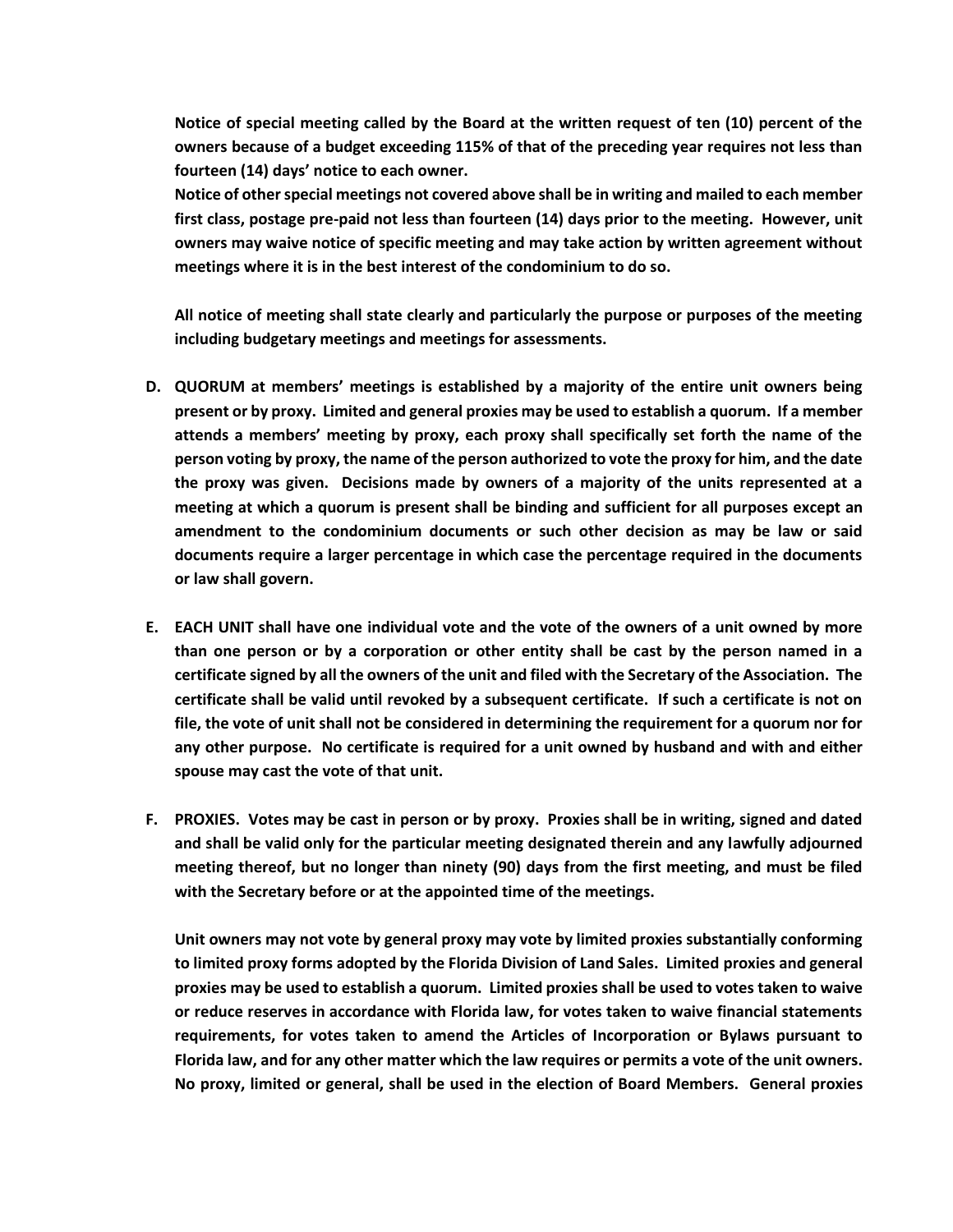**Notice of special meeting called by the Board at the written request of ten (10) percent of the owners because of a budget exceeding 115% of that of the preceding year requires not less than fourteen (14) days' notice to each owner.**

**Notice of other special meetings not covered above shall be in writing and mailed to each member first class, postage pre-paid not less than fourteen (14) days prior to the meeting. However, unit owners may waive notice of specific meeting and may take action by written agreement without meetings where it is in the best interest of the condominium to do so.**

**All notice of meeting shall state clearly and particularly the purpose or purposes of the meeting including budgetary meetings and meetings for assessments.**

**D. QUORUM at members' meetings is established by a majority of the entire unit owners being present or by proxy. Limited and general proxies may be used to establish a quorum. If a member attends a members' meeting by proxy, each proxy shall specifically set forth the name of the person voting by proxy, the name of the person authorized to vote the proxy for him, and the date the proxy was given. Decisions made by owners of a majority of the units represented at a meeting at which a quorum is present shall be binding and sufficient for all purposes except an amendment to the condominium documents or such other decision as may be law or said documents require a larger percentage in which case the percentage required in the documents or law shall govern.**

**E. EACH UNIT shall have one individual vote and the vote of the owners of a unit owned by more than one person or by a corporation or other entity shall be cast by the person named in a certificate signed by all the owners of the unit and filed with the Secretary of the Association. The certificate shall be valid until revoked by a subsequent certificate. If such a certificate is not on file, the vote of unit shall not be considered in determining the requirement for a quorum nor for any other purpose. No certificate is required for a unit owned by husband and with and either spouse may cast the vote of that unit.**

**F. PROXIES. Votes may be cast in person or by proxy. Proxies shall be in writing, signed and dated and shall be valid only for the particular meeting designated therein and any lawfully adjourned meeting thereof, but no longer than ninety (90) days from the first meeting, and must be filed with the Secretary before or at the appointed time of the meetings.**

**Unit owners may not vote by general proxy may vote by limited proxies substantially conforming to limited proxy forms adopted by the Florida Division of Land Sales. Limited proxies and general proxies may be used to establish a quorum. Limited proxies shall be used to votes taken to waive or reduce reserves in accordance with Florida law, for votes taken to waive financial statements requirements, for votes taken to amend the Articles of Incorporation or Bylaws pursuant to Florida law, and for any other matter which the law requires or permits a vote of the unit owners. No proxy, limited or general, shall be used in the election of Board Members. General proxies**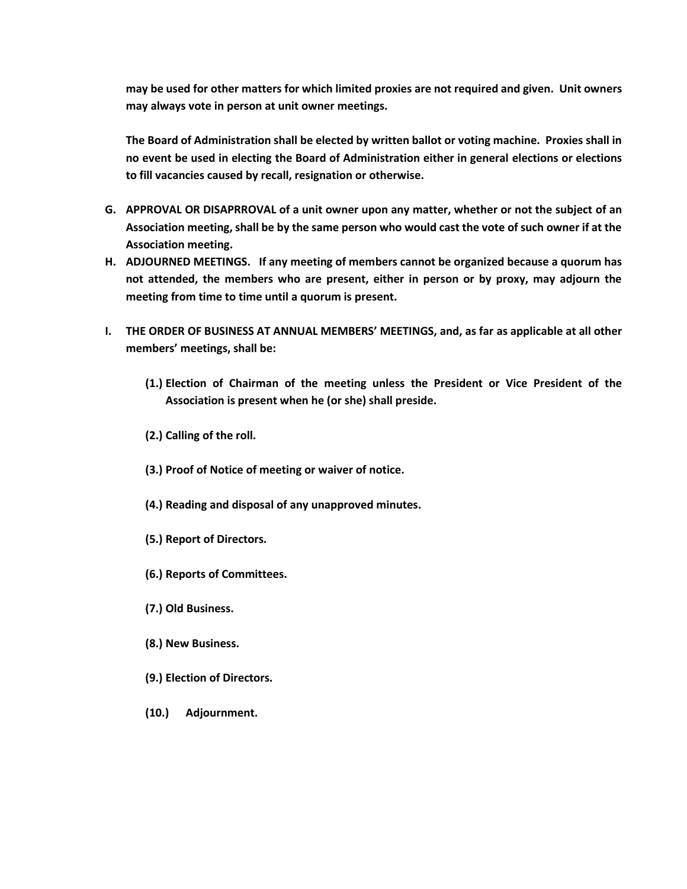**may be used for other matters for which limited proxies are not required and given. Unit owners may always vote in person at unit owner meetings.**

**The Board of Administration shall be elected by written ballot or voting machine. Proxies shall in no event be used in electing the Board of Administration either in general elections or elections to fill vacancies caused by recall, resignation or otherwise.**

**G. APPROVAL OR DISAPRROVAL of a unit owner upon any matter, whether or not the subject of an Association meeting, shall be by the same person who would cast the vote of such owner if at the Association meeting.**

**H. ADJOURNED MEETINGS. If any meeting of members cannot be organized because a quorum has not attended, the members who are present, either in person or by proxy, may adjourn the meeting from time to time until a quorum is present.**

**I. THE ORDER OF BUSINESS AT ANNUAL MEMBERS' MEETINGS, and, as far as applicable at all other members' meetings, shall be:**

**(1.) Election of Chairman of the meeting unless the President or Vice President of the Association is present when he (or she) shall preside.**

**(2.) Calling of the roll.**

**(3.) Proof of Notice of meeting or waiver of notice.**

**(4.) Reading and disposal of any unapproved minutes.**

**(5.) Report of Directors.**

**(6.) Reports of Committees.**

**(7.) Old Business.**

**(8.) New Business.**

**(9.) Election of Directors.**

**(10.) Adjournment.**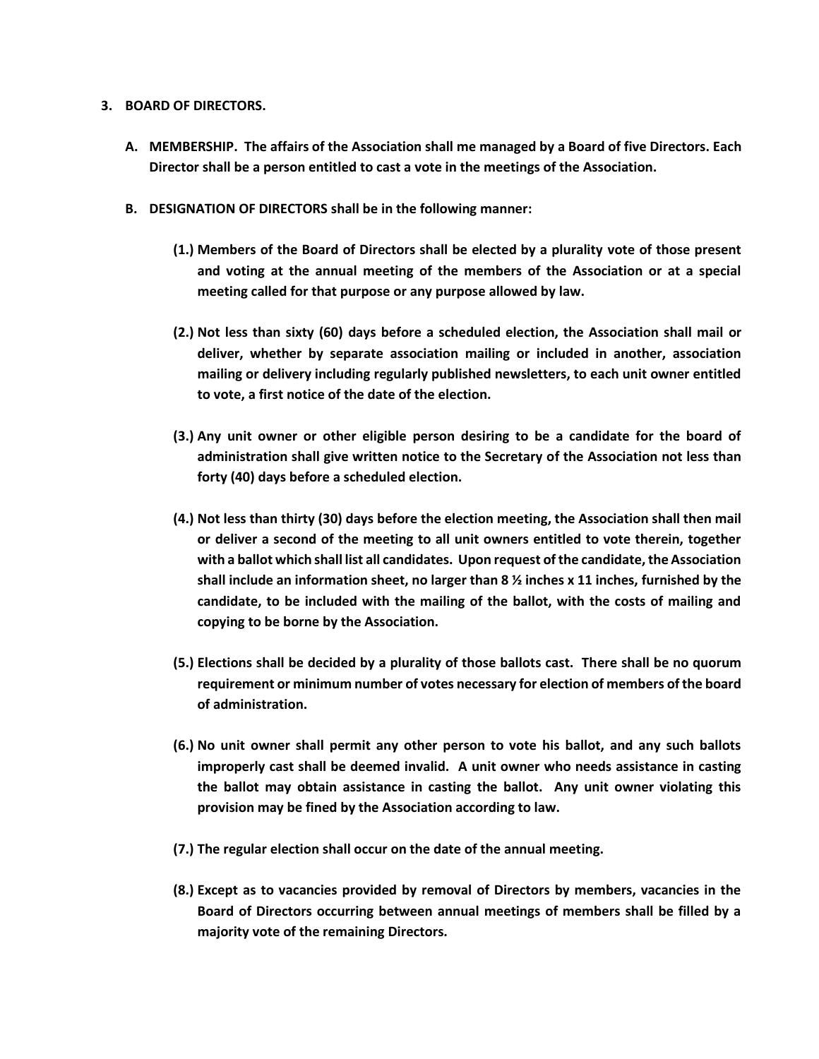**3. BOARD OF DIRECTORS.**

**A. MEMBERSHIP. The affairs of the Association shall me managed by a Board of five Directors. Each Director shall be a person entitled to cast a vote in the meetings of the Association.**

**B. DESIGNATION OF DIRECTORS shall be in the following manner:**

**(1.) Members of the Board of Directors shall be elected by a plurality vote of those present and voting at the annual meeting of the members of the Association or at a special meeting called for that purpose or any purpose allowed by law.**

**(2.) Not less than sixty (60) days before a scheduled election, the Association shall mail or deliver, whether by separate association mailing or included in another, association mailing or delivery including regularly published newsletters, to each unit owner entitled to vote, a first notice of the date of the election.**

**(3.) Any unit owner or other eligible person desiring to be a candidate for the board of administration shall give written notice to the Secretary of the Association not less than forty (40) days before a scheduled election.**

**(4.) Not less than thirty (30) days before the election meeting, the Association shall then mail or deliver a second of the meeting to all unit owners entitled to vote therein, together with a ballot which shall list all candidates. Upon request of the candidate, the Association shall include an information sheet, no larger than 8 ½ inches x 11 inches, furnished by the candidate, to be included with the mailing of the ballot, with the costs of mailing and copying to be borne by the Association.**

**(5.) Elections shall be decided by a plurality of those ballots cast. There shall be no quorum requirement or minimum number of votes necessary for election of members of the board of administration.**

**(6.) No unit owner shall permit any other person to vote his ballot, and any such ballots improperly cast shall be deemed invalid. A unit owner who needs assistance in casting the ballot may obtain assistance in casting the ballot. Any unit owner violating this provision may be fined by the Association according to law.**

**(7.) The regular election shall occur on the date of the annual meeting.**

**(8.) Except as to vacancies provided by removal of Directors by members, vacancies in the Board of Directors occurring between annual meetings of members shall be filled by a majority vote of the remaining Directors.**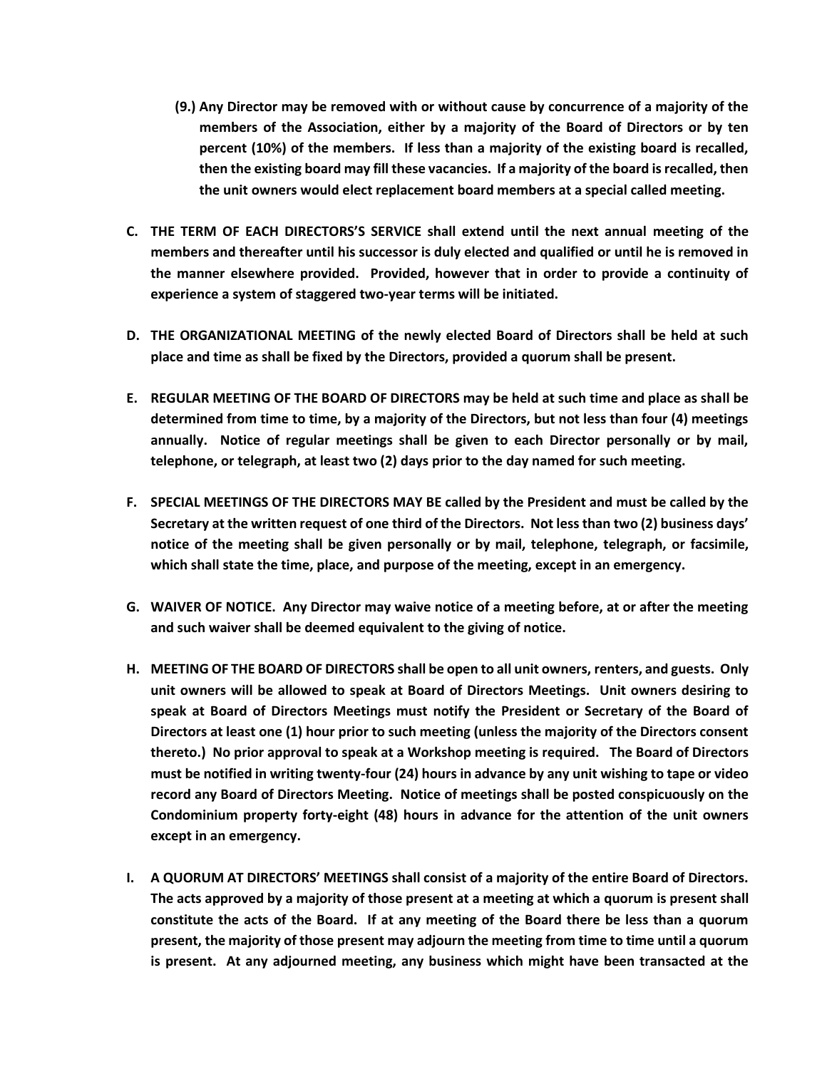**(9.) Any Director may be removed with or without cause by concurrence of a majority of the members of the Association, either by a majority of the Board of Directors or by ten percent (10%) of the members. If less than a majority of the existing board is recalled, then the existing board may fill these vacancies. If a majority of the board is recalled, then the unit owners would elect replacement board members at a special called meeting.**

**C. THE TERM OF EACH DIRECTORS'S SERVICE shall extend until the next annual meeting of the members and thereafter until his successor is duly elected and qualified or until he is removed in the manner elsewhere provided. Provided, however that in order to provide a continuity of experience a system of staggered two-year terms will be initiated.**

**D. THE ORGANIZATIONAL MEETING of the newly elected Board of Directors shall be held at such place and time as shall be fixed by the Directors, provided a quorum shall be present.**

**E. REGULAR MEETING OF THE BOARD OF DIRECTORS may be held at such time and place as shall be determined from time to time, by a majority of the Directors, but not less than four (4) meetings annually. Notice of regular meetings shall be given to each Director personally or by mail, telephone, or telegraph, at least two (2) days prior to the day named for such meeting.**

**F. SPECIAL MEETINGS OF THE DIRECTORS MAY BE called by the President and must be called by the Secretary at the written request of one third of the Directors. Not less than two (2) business days' notice of the meeting shall be given personally or by mail, telephone, telegraph, or facsimile, which shall state the time, place, and purpose of the meeting, except in an emergency.**

**G. WAIVER OF NOTICE. Any Director may waive notice of a meeting before, at or after the meeting and such waiver shall be deemed equivalent to the giving of notice.**

**H. MEETING OF THE BOARD OF DIRECTORS shall be open to all unit owners, renters, and guests. Only unit owners will be allowed to speak at Board of Directors Meetings. Unit owners desiring to speak at Board of Directors Meetings must notify the President or Secretary of the Board of Directors at least one (1) hour prior to such meeting (unless the majority of the Directors consent thereto.) No prior approval to speak at a Workshop meeting is required. The Board of Directors must be notified in writing twenty-four (24) hours in advance by any unit wishing to tape or video record any Board of Directors Meeting. Notice of meetings shall be posted conspicuously on the Condominium property forty-eight (48) hours in advance for the attention of the unit owners except in an emergency.**

**I. A QUORUM AT DIRECTORS' MEETINGS shall consist of a majority of the entire Board of Directors. The acts approved by a majority of those present at a meeting at which a quorum is present shall constitute the acts of the Board. If at any meeting of the Board there be less than a quorum present, the majority of those present may adjourn the meeting from time to time until a quorum is present. At any adjourned meeting, any business which might have been transacted at the**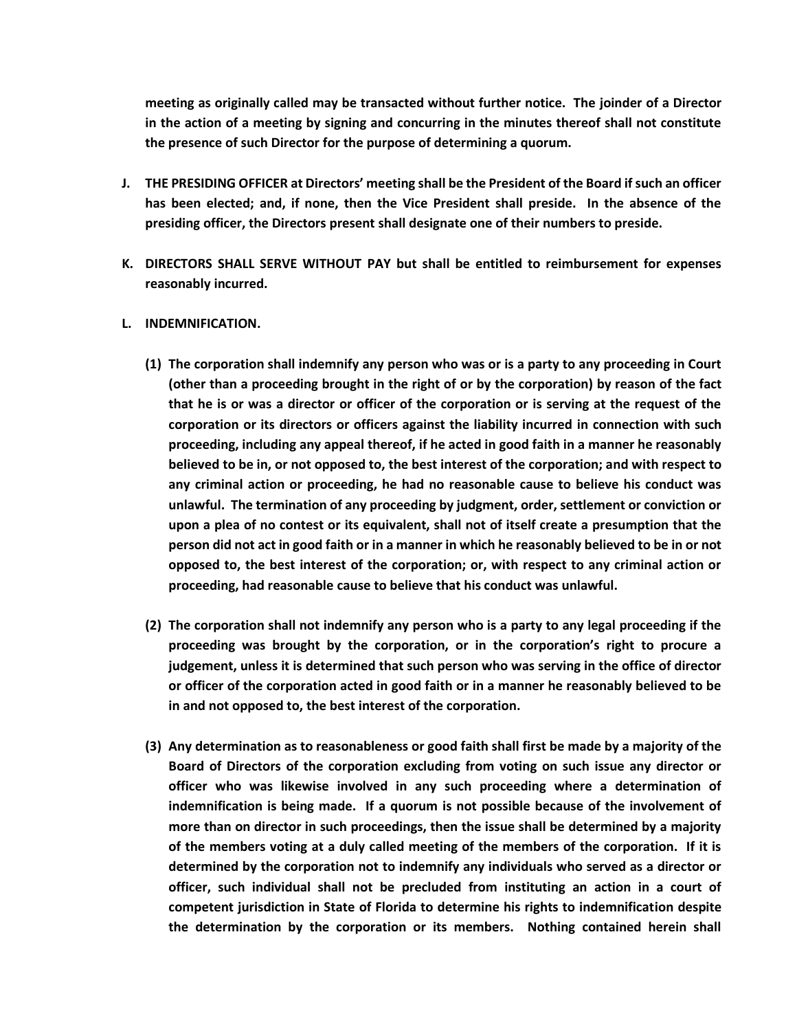**meeting as originally called may be transacted without further notice. The joinder of a Director in the action of a meeting by signing and concurring in the minutes thereof shall not constitute the presence of such Director for the purpose of determining a quorum.**

**J. THE PRESIDING OFFICER at Directors' meeting shall be the President of the Board if such an officer has been elected; and, if none, then the Vice President shall preside. In the absence of the presiding officer, the Directors present shall designate one of their numbers to preside.**

**K. DIRECTORS SHALL SERVE WITHOUT PAY but shall be entitled to reimbursement for expenses reasonably incurred.**

**L. INDEMNIFICATION.**

**(1) The corporation shall indemnify any person who was or is a party to any proceeding in Court (other than a proceeding brought in the right of or by the corporation) by reason of the fact that he is or was a director or officer of the corporation or is serving at the request of the corporation or its directors or officers against the liability incurred in connection with such proceeding, including any appeal thereof, if he acted in good faith in a manner he reasonably believed to be in, or not opposed to, the best interest of the corporation; and with respect to any criminal action or proceeding, he had no reasonable cause to believe his conduct was unlawful. The termination of any proceeding by judgment, order, settlement or conviction or upon a plea of no contest or its equivalent, shall not of itself create a presumption that the person did not act in good faith or in a manner in which he reasonably believed to be in or not opposed to, the best interest of the corporation; or, with respect to any criminal action or proceeding, had reasonable cause to believe that his conduct was unlawful.**

**(2) The corporation shall not indemnify any person who is a party to any legal proceeding if the proceeding was brought by the corporation, or in the corporation's right to procure a judgement, unless it is determined that such person who was serving in the office of director or officer of the corporation acted in good faith or in a manner he reasonably believed to be in and not opposed to, the best interest of the corporation.**

**(3) Any determination as to reasonableness or good faith shall first be made by a majority of the Board of Directors of the corporation excluding from voting on such issue any director or officer who was likewise involved in any such proceeding where a determination of indemnification is being made. If a quorum is not possible because of the involvement of more than on director in such proceedings, then the issue shall be determined by a majority of the members voting at a duly called meeting of the members of the corporation. If it is determined by the corporation not to indemnify any individuals who served as a director or officer, such individual shall not be precluded from instituting an action in a court of competent jurisdiction in State of Florida to determine his rights to indemnification despite the determination by the corporation or its members. Nothing contained herein shall**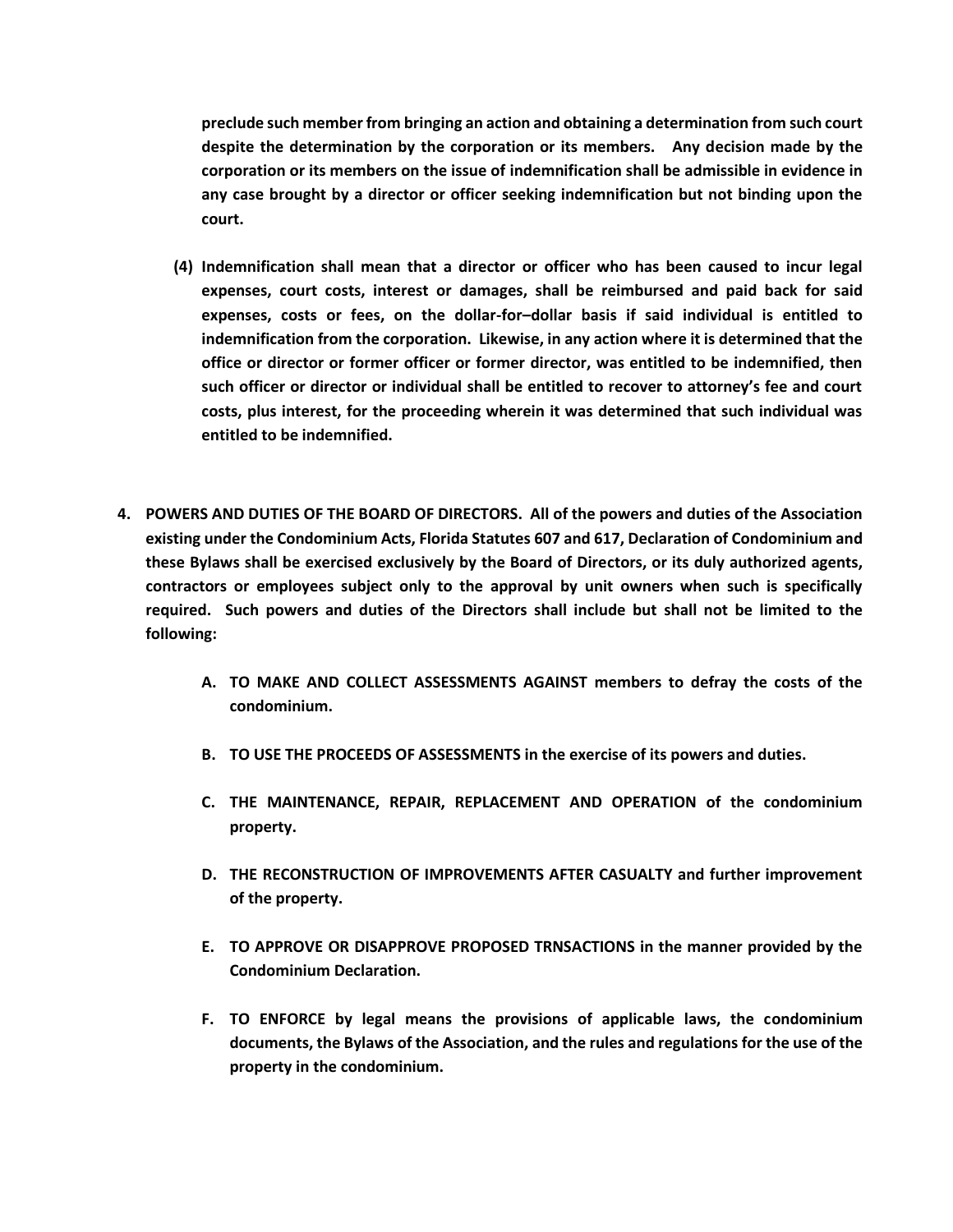**preclude such member from bringing an action and obtaining a determination from such court despite the determination by the corporation or its members. Any decision made by the corporation or its members on the issue of indemnification shall be admissible in evidence in any case brought by a director or officer seeking indemnification but not binding upon the court.**

**(4) Indemnification shall mean that a director or officer who has been caused to incur legal expenses, court costs, interest or damages, shall be reimbursed and paid back for said expenses, costs or fees, on the dollar-for–dollar basis if said individual is entitled to indemnification from the corporation. Likewise, in any action where it is determined that the office or director or former officer or former director, was entitled to be indemnified, then such officer or director or individual shall be entitled to recover to attorney's fee and court costs, plus interest, for the proceeding wherein it was determined that such individual was entitled to be indemnified.**

**4. POWERS AND DUTIES OF THE BOARD OF DIRECTORS. All of the powers and duties of the Association existing under the Condominium Acts, Florida Statutes 607 and 617, Declaration of Condominium and these Bylaws shall be exercised exclusively by the Board of Directors, or its duly authorized agents, contractors or employees subject only to the approval by unit owners when such is specifically required. Such powers and duties of the Directors shall include but shall not be limited to the following:**

**A. TO MAKE AND COLLECT ASSESSMENTS AGAINST members to defray the costs of the condominium.**

**B. TO USE THE PROCEEDS OF ASSESSMENTS in the exercise of its powers and duties.**

**C. THE MAINTENANCE, REPAIR, REPLACEMENT AND OPERATION of the condominium property.**

**D. THE RECONSTRUCTION OF IMPROVEMENTS AFTER CASUALTY and further improvement of the property.**

**E. TO APPROVE OR DISAPPROVE PROPOSED TRNSACTIONS in the manner provided by the Condominium Declaration.**

**F. TO ENFORCE by legal means the provisions of applicable laws, the condominium documents, the Bylaws of the Association, and the rules and regulations for the use of the property in the condominium.**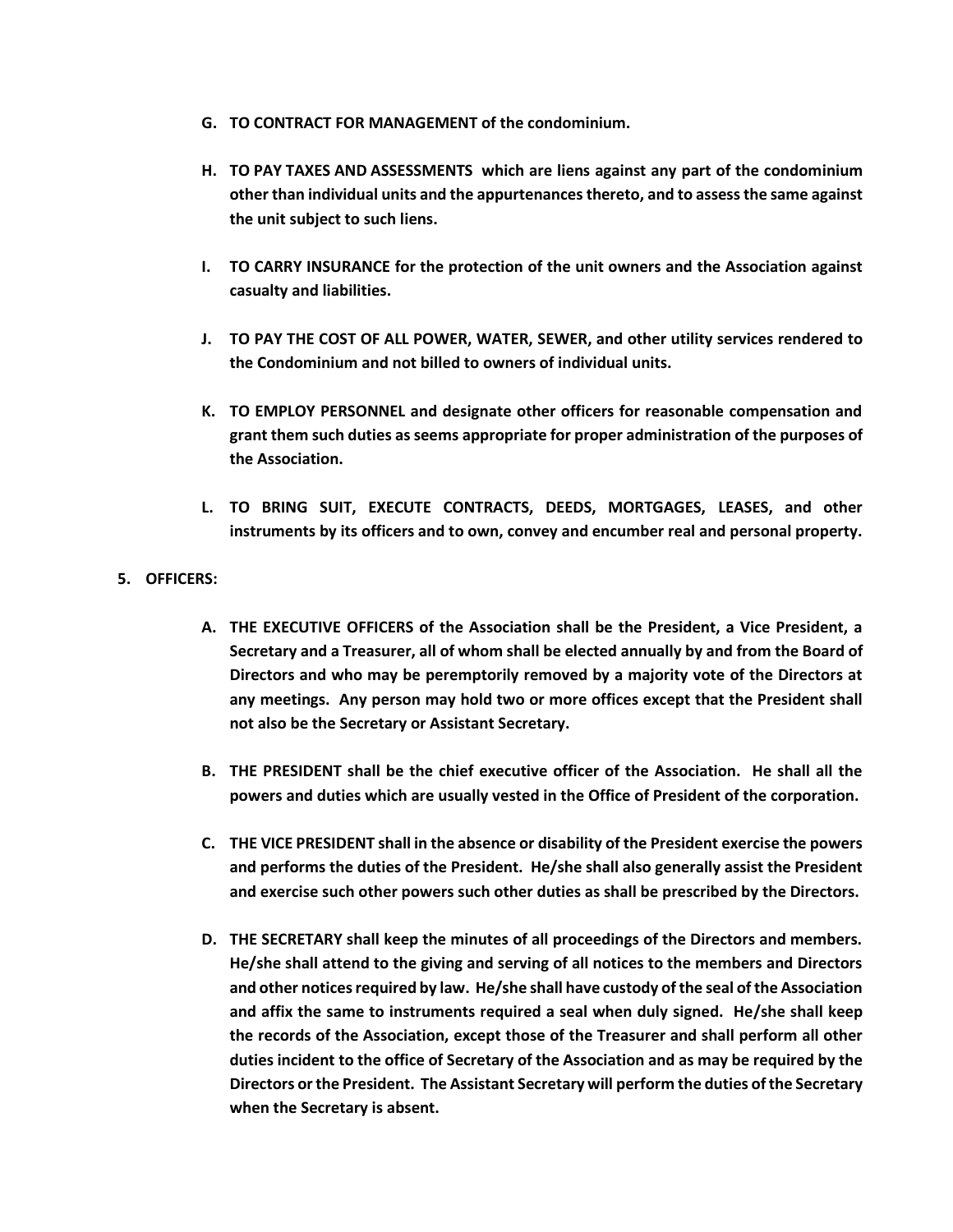G. **TO CONTRACT FOR MANAGEMENT of the condominium.**

H. **TO PAY TAXES AND ASSESSMENTS which are liens against any part of the condominium other than individual units and the appurtenances thereto, and to assess the same against the unit subject to such liens.**

I. **TO CARRY INSURANCE for the protection of the unit owners and the Association against casualty and liabilities.**

J. **TO PAY THE COST OF ALL POWER, WATER, SEWER, and other utility services rendered to the Condominium and not billed to owners of individual units.**

K. **TO EMPLOY PERSONNEL and designate other officers for reasonable compensation and grant them such duties as seems appropriate for proper administration of the purposes of the Association.**

L. **TO BRING SUIT, EXECUTE CONTRACTS, DEEDS, MORTGAGES, LEASES, and other instruments by its officers and to own, convey and encumber real and personal property.**

**5. OFFICERS:**

A. **THE EXECUTIVE OFFICERS of the Association shall be the President, a Vice President, a Secretary and a Treasurer, all of whom shall be elected annually by and from the Board of Directors and who may be peremptorily removed by a majority vote of the Directors at any meetings. Any person may hold two or more offices except that the President shall not also be the Secretary or Assistant Secretary.**

B. **THE PRESIDENT shall be the chief executive officer of the Association. He shall all the powers and duties which are usually vested in the Office of President of the corporation.**

C. **THE VICE PRESIDENT shall in the absence or disability of the President exercise the powers and performs the duties of the President. He/she shall also generally assist the President and exercise such other powers such other duties as shall be prescribed by the Directors.**

D. **THE SECRETARY shall keep the minutes of all proceedings of the Directors and members. He/she shall attend to the giving and serving of all notices to the members and Directors and other notices required by law. He/she shall have custody of the seal of the Association and affix the same to instruments required a seal when duly signed. He/she shall keep the records of the Association, except those of the Treasurer and shall perform all other duties incident to the office of Secretary of the Association and as may be required by the Directors or the President. The Assistant Secretary will perform the duties of the Secretary when the Secretary is absent.**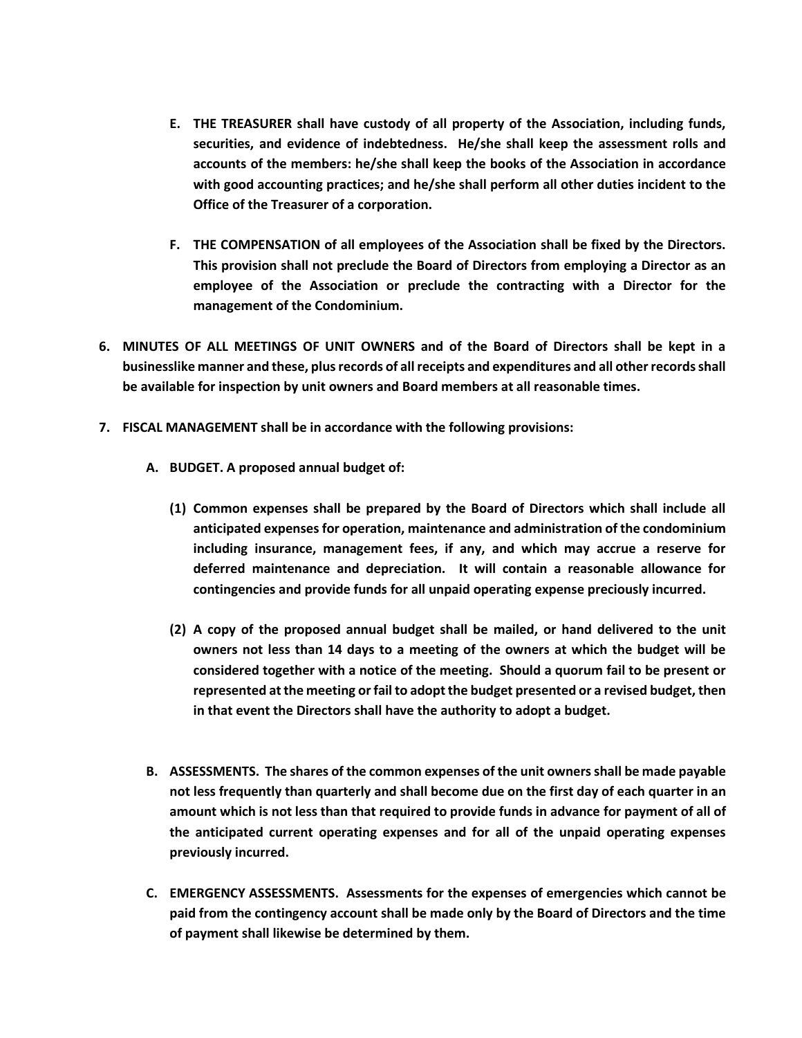**E. THE TREASURER shall have custody of all property of the Association, including funds, securities, and evidence of indebtedness. He/she shall keep the assessment rolls and accounts of the members: he/she shall keep the books of the Association in accordance with good accounting practices; and he/she shall perform all other duties incident to the Office of the Treasurer of a corporation.**

**F. THE COMPENSATION of all employees of the Association shall be fixed by the Directors. This provision shall not preclude the Board of Directors from employing a Director as an employee of the Association or preclude the contracting with a Director for the management of the Condominium.**

**6. MINUTES OF ALL MEETINGS OF UNIT OWNERS and of the Board of Directors shall be kept in a businesslike manner and these, plus records of all receipts and expenditures and all other records shall be available for inspection by unit owners and Board members at all reasonable times.**

**7. FISCAL MANAGEMENT shall be in accordance with the following provisions:**

**A. BUDGET. A proposed annual budget of:**

**(1) Common expenses shall be prepared by the Board of Directors which shall include all anticipated expenses for operation, maintenance and administration of the condominium including insurance, management fees, if any, and which may accrue a reserve for deferred maintenance and depreciation. It will contain a reasonable allowance for contingencies and provide funds for all unpaid operating expense preciously incurred.**

**(2) A copy of the proposed annual budget shall be mailed, or hand delivered to the unit owners not less than 14 days to a meeting of the owners at which the budget will be considered together with a notice of the meeting. Should a quorum fail to be present or represented at the meeting or fail to adopt the budget presented or a revised budget, then in that event the Directors shall have the authority to adopt a budget.**

**B. ASSESSMENTS. The shares of the common expenses of the unit owners shall be made payable not less frequently than quarterly and shall become due on the first day of each quarter in an amount which is not less than that required to provide funds in advance for payment of all of the anticipated current operating expenses and for all of the unpaid operating expenses previously incurred.**

**C. EMERGENCY ASSESSMENTS. Assessments for the expenses of emergencies which cannot be paid from the contingency account shall be made only by the Board of Directors and the time of payment shall likewise be determined by them.**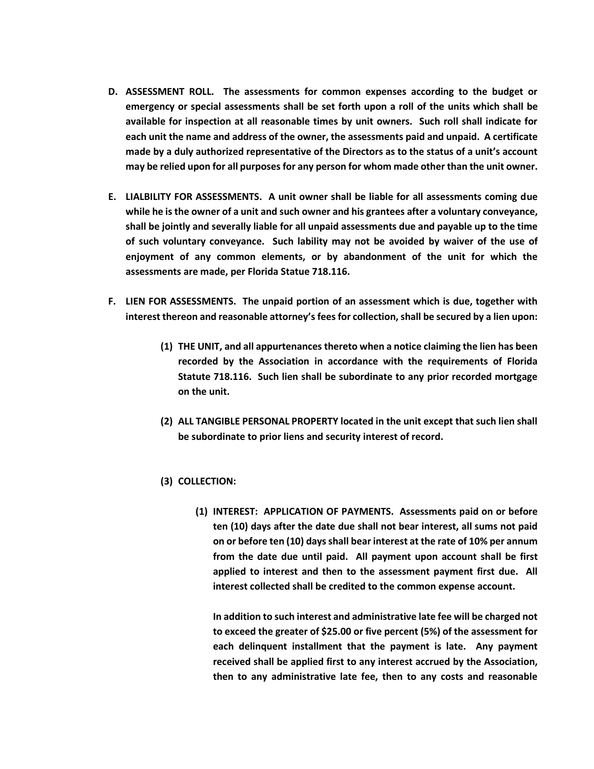**D. ASSESSMENT ROLL. The assessments for common expenses according to the budget or emergency or special assessments shall be set forth upon a roll of the units which shall be available for inspection at all reasonable times by unit owners. Such roll shall indicate for each unit the name and address of the owner, the assessments paid and unpaid. A certificate made by a duly authorized representative of the Directors as to the status of a unit's account may be relied upon for all purposes for any person for whom made other than the unit owner.**

**E. LIALBILITY FOR ASSESSMENTS. A unit owner shall be liable for all assessments coming due while he is the owner of a unit and such owner and his grantees after a voluntary conveyance, shall be jointly and severally liable for all unpaid assessments due and payable up to the time of such voluntary conveyance. Such lability may not be avoided by waiver of the use of enjoyment of any common elements, or by abandonment of the unit for which the assessments are made, per Florida Statue 718.116.**

**F. LIEN FOR ASSESSMENTS. The unpaid portion of an assessment which is due, together with interest thereon and reasonable attorney's fees for collection, shall be secured by a lien upon:**

**(1) THE UNIT, and all appurtenances thereto when a notice claiming the lien has been recorded by the Association in accordance with the requirements of Florida Statute 718.116. Such lien shall be subordinate to any prior recorded mortgage on the unit.**

**(2) ALL TANGIBLE PERSONAL PROPERTY located in the unit except that such lien shall be subordinate to prior liens and security interest of record.**

**(3) COLLECTION:**

**(1) INTEREST: APPLICATION OF PAYMENTS. Assessments paid on or before ten (10) days after the date due shall not bear interest, all sums not paid on or before ten (10) days shall bear interest at the rate of 10% per annum from the date due until paid. All payment upon account shall be first applied to interest and then to the assessment payment first due. All interest collected shall be credited to the common expense account.**

**In addition to such interest and administrative late fee will be charged not to exceed the greater of $25.00 or five percent (5%) of the assessment for each delinquent installment that the payment is late. Any payment received shall be applied first to any interest accrued by the Association, then to any administrative late fee, then to any costs and reasonable**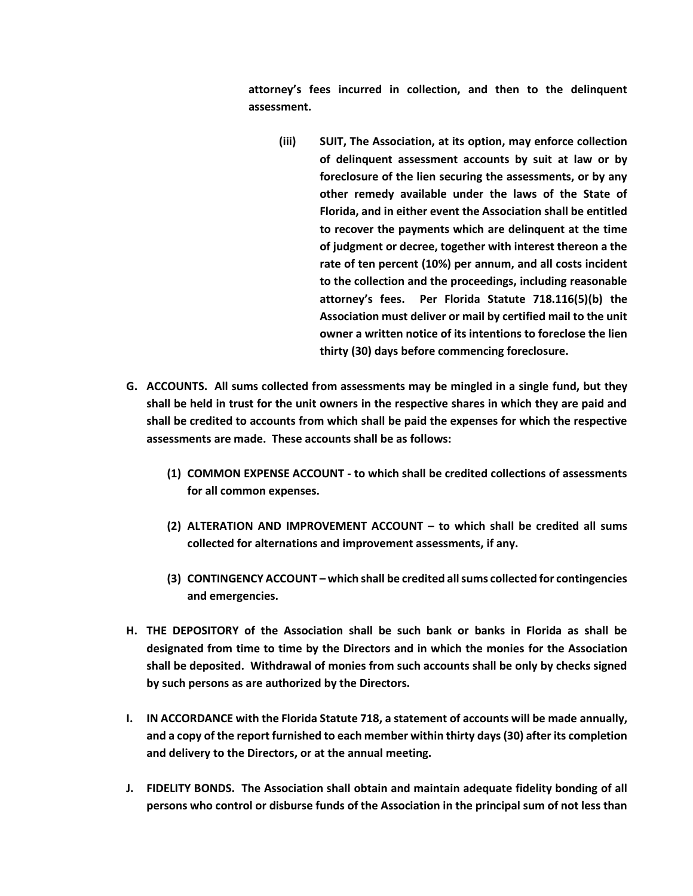**attorney's fees incurred in collection, and then to the delinquent assessment.**

**(iii) SUIT, The Association, at its option, may enforce collection of delinquent assessment accounts by suit at law or by foreclosure of the lien securing the assessments, or by any other remedy available under the laws of the State of Florida, and in either event the Association shall be entitled to recover the payments which are delinquent at the time of judgment or decree, together with interest thereon a the rate of ten percent (10%) per annum, and all costs incident to the collection and the proceedings, including reasonable attorney's fees. Per Florida Statute 718.116(5)(b) the Association must deliver or mail by certified mail to the unit owner a written notice of its intentions to foreclose the lien thirty (30) days before commencing foreclosure.**

**G. ACCOUNTS. All sums collected from assessments may be mingled in a single fund, but they shall be held in trust for the unit owners in the respective shares in which they are paid and shall be credited to accounts from which shall be paid the expenses for which the respective assessments are made. These accounts shall be as follows:**

**(1) COMMON EXPENSE ACCOUNT - to which shall be credited collections of assessments for all common expenses.**

**(2) ALTERATION AND IMPROVEMENT ACCOUNT – to which shall be credited all sums collected for alternations and improvement assessments, if any.**

**(3) CONTINGENCY ACCOUNT – which shall be credited all sums collected for contingencies and emergencies.**

**H. THE DEPOSITORY of the Association shall be such bank or banks in Florida as shall be designated from time to time by the Directors and in which the monies for the Association shall be deposited. Withdrawal of monies from such accounts shall be only by checks signed by such persons as are authorized by the Directors.**

**I. IN ACCORDANCE with the Florida Statute 718, a statement of accounts will be made annually, and a copy of the report furnished to each member within thirty days (30) after its completion and delivery to the Directors, or at the annual meeting.**

**J. FIDELITY BONDS. The Association shall obtain and maintain adequate fidelity bonding of all persons who control or disburse funds of the Association in the principal sum of not less than**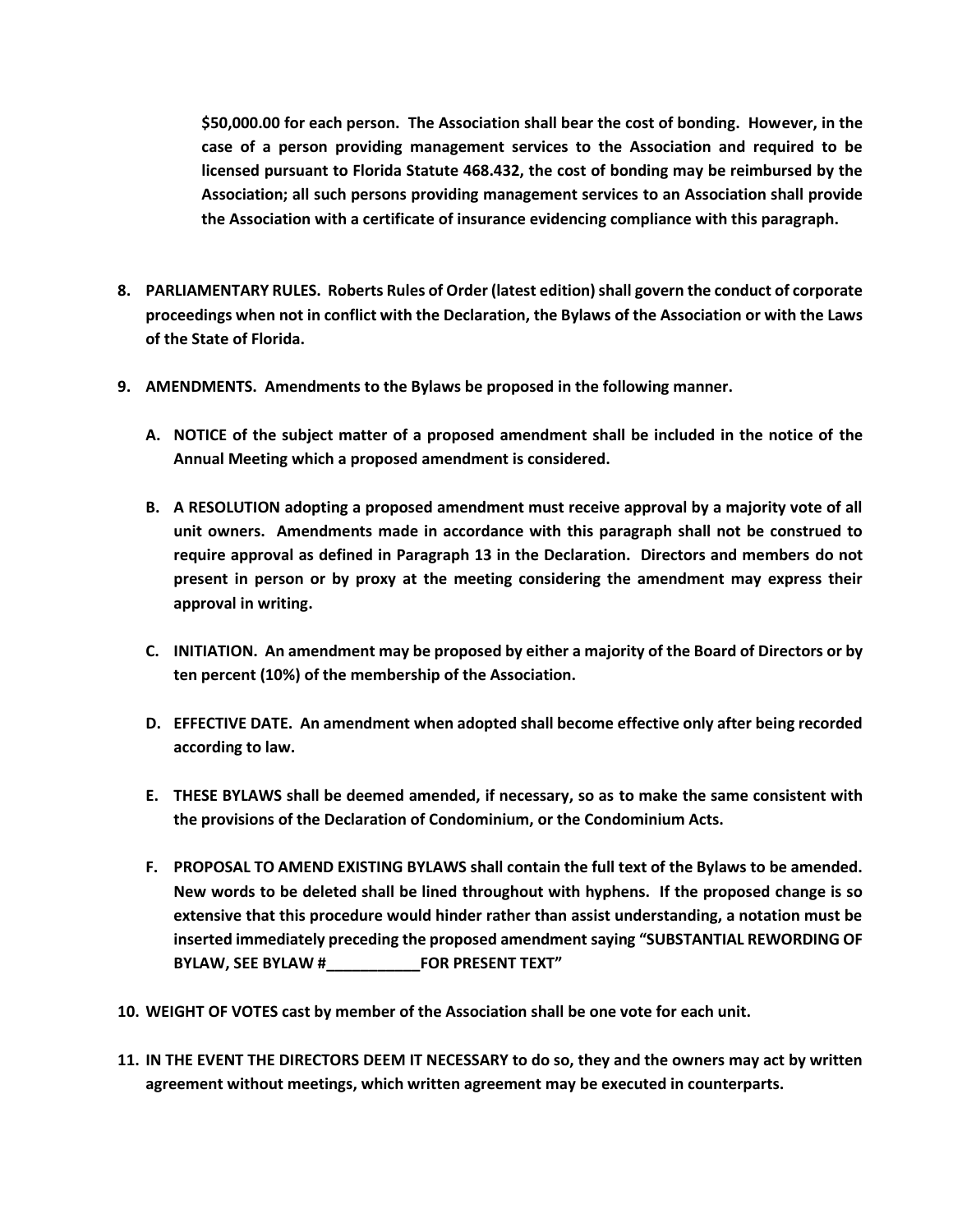**$50,000.00 for each person. The Association shall bear the cost of bonding. However, in the case of a person providing management services to the Association and required to be licensed pursuant to Florida Statute 468.432, the cost of bonding may be reimbursed by the Association; all such persons providing management services to an Association shall provide the Association with a certificate of insurance evidencing compliance with this paragraph.**

8. **PARLIAMENTARY RULES. Roberts Rules of Order (latest edition) shall govern the conduct of corporate proceedings when not in conflict with the Declaration, the Bylaws of the Association or with the Laws of the State of Florida.**

9. **AMENDMENTS. Amendments to the Bylaws be proposed in the following manner.**

   A. **NOTICE of the subject matter of a proposed amendment shall be included in the notice of the Annual Meeting which a proposed amendment is considered.**

   B. **A RESOLUTION adopting a proposed amendment must receive approval by a majority vote of all unit owners. Amendments made in accordance with this paragraph shall not be construed to require approval as defined in Paragraph 13 in the Declaration. Directors and members do not present in person or by proxy at the meeting considering the amendment may express their approval in writing.**

   C. **INITIATION. An amendment may be proposed by either a majority of the Board of Directors or by ten percent (10%) of the membership of the Association.**

   D. **EFFECTIVE DATE. An amendment when adopted shall become effective only after being recorded according to law.**

   E. **THESE BYLAWS shall be deemed amended, if necessary, so as to make the same consistent with the provisions of the Declaration of Condominium, or the Condominium Acts.**

   F. **PROPOSAL TO AMEND EXISTING BYLAWS shall contain the full text of the Bylaws to be amended. New words to be deleted shall be lined throughout with hyphens. If the proposed change is so extensive that this procedure would hinder rather than assist understanding, a notation must be inserted immediately preceding the proposed amendment saying "SUBSTANTIAL REWORDING OF BYLAW, SEE BYLAW #___________FOR PRESENT TEXT"**

10. **WEIGHT OF VOTES cast by member of the Association shall be one vote for each unit.**

11. **IN THE EVENT THE DIRECTORS DEEM IT NECESSARY to do so, they and the owners may act by written agreement without meetings, which written agreement may be executed in counterparts.**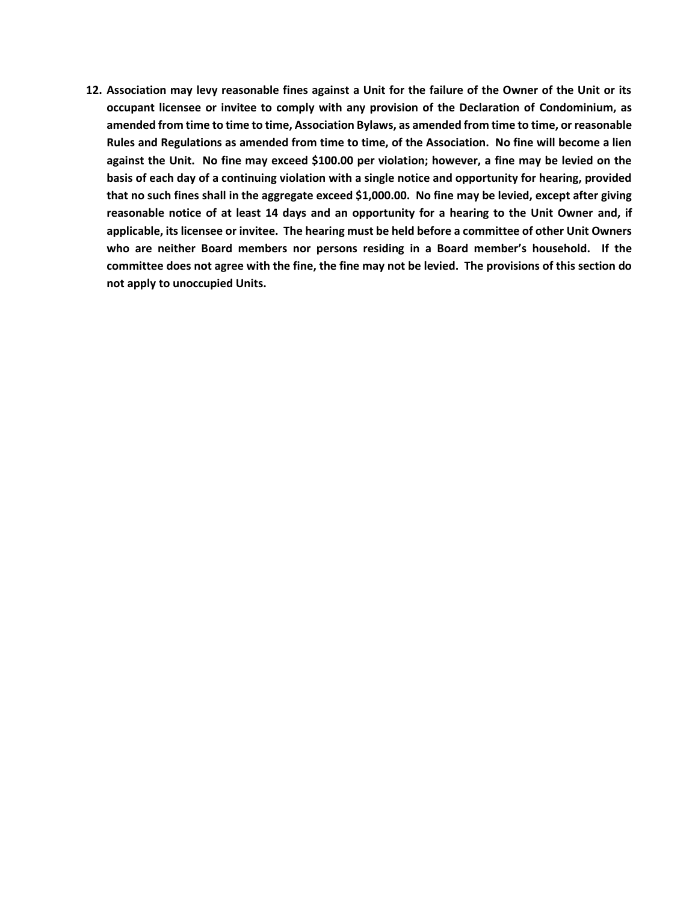12. **Association may levy reasonable fines against a Unit for the failure of the Owner of the Unit or its occupant licensee or invitee to comply with any provision of the Declaration of Condominium, as amended from time to time to time, Association Bylaws, as amended from time to time, or reasonable Rules and Regulations as amended from time to time, of the Association. No fine will become a lien against the Unit. No fine may exceed $100.00 per violation; however, a fine may be levied on the basis of each day of a continuing violation with a single notice and opportunity for hearing, provided that no such fines shall in the aggregate exceed $1,000.00. No fine may be levied, except after giving reasonable notice of at least 14 days and an opportunity for a hearing to the Unit Owner and, if applicable, its licensee or invitee. The hearing must be held before a committee of other Unit Owners who are neither Board members nor persons residing in a Board member's household. If the committee does not agree with the fine, the fine may not be levied. The provisions of this section do not apply to unoccupied Units.**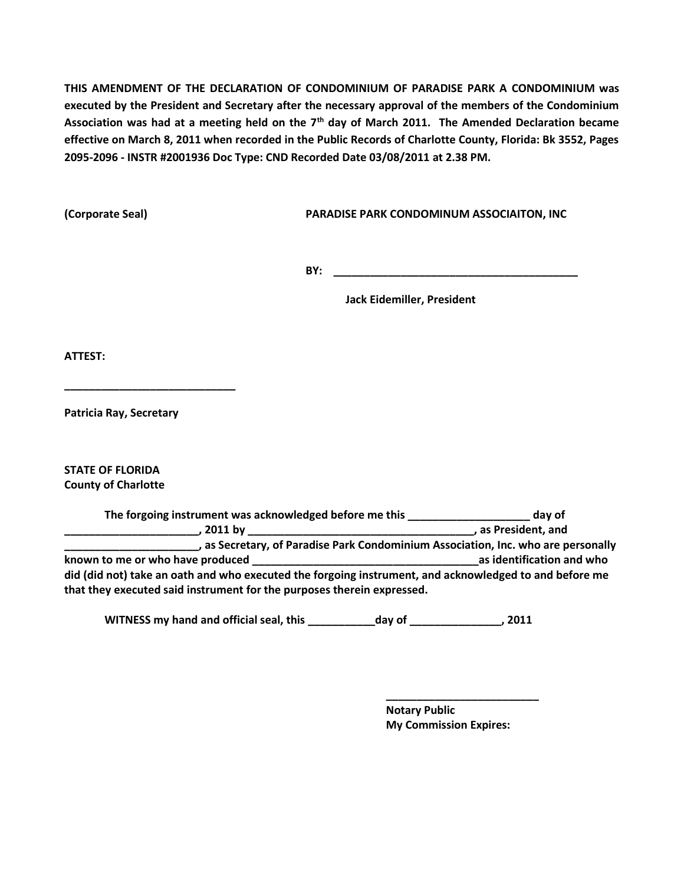**THIS AMENDMENT OF THE DECLARATION OF CONDOMINIUM OF PARADISE PARK A CONDOMINIUM was executed by the President and Secretary after the necessary approval of the members of the Condominium Association was had at a meeting held on the 7th day of March 2011. The Amended Declaration became effective on March 8, 2011 when recorded in the Public Records of Charlotte County, Florida: Bk 3552, Pages 2095-2096 - INSTR #2001936 Doc Type: CND Recorded Date 03/08/2011 at 2.38 PM.**

**(Corporate Seal)** **PARADISE PARK CONDOMINUM ASSOCIAITON, INC**

**BY: \_\_\_\_\_\_\_\_\_\_\_\_\_\_\_\_\_\_\_\_\_\_\_\_\_\_\_\_\_\_\_\_\_\_\_\_\_\_\_\_\_**

**Jack Eidemiller, President**

**ATTEST:**

**\_\_\_\_\_\_\_\_\_\_\_\_\_\_\_\_\_\_\_\_\_\_\_\_\_\_\_\_**

**Patricia Ray, Secretary**

**STATE OF FLORIDA**
**County of Charlotte**

**The forgoing instrument was acknowledged before me this \_\_\_\_\_\_\_\_\_\_\_\_\_\_\_\_\_\_\_ day of \_\_\_\_\_\_\_\_\_\_\_\_\_\_\_\_\_\_\_\_\_, 2011 by \_\_\_\_\_\_\_\_\_\_\_\_\_\_\_\_\_\_\_\_\_\_\_\_\_\_\_\_\_\_\_\_\_\_\_\_\_, as President, and \_\_\_\_\_\_\_\_\_\_\_\_\_\_\_\_\_\_\_\_\_, as Secretary, of Paradise Park Condominium Association, Inc. who are personally known to me or who have produced \_\_\_\_\_\_\_\_\_\_\_\_\_\_\_\_\_\_\_\_\_\_\_\_\_\_\_\_\_\_\_\_\_\_\_\_as identification and who did (did not) take an oath and who executed the forgoing instrument, and acknowledged to and before me that they executed said instrument for the purposes therein expressed.**

**WITNESS my hand and official seal, this \_\_\_\_\_\_\_\_\_\_\_day of \_\_\_\_\_\_\_\_\_\_\_\_\_\_, 2011**

**\_\_\_\_\_\_\_\_\_\_\_\_\_\_\_\_\_\_\_\_\_\_\_\_\_**
**Notary Public**
**My Commission Expires:**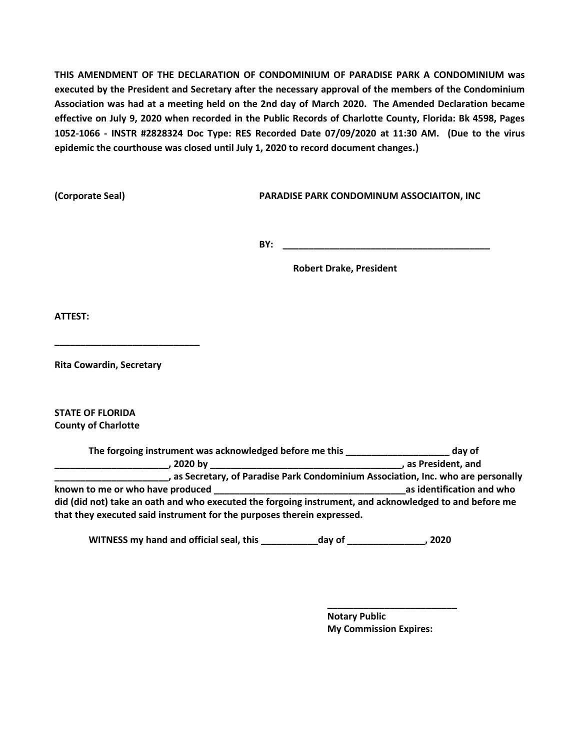**THIS AMENDMENT OF THE DECLARATION OF CONDOMINIUM OF PARADISE PARK A CONDOMINIUM was executed by the President and Secretary after the necessary approval of the members of the Condominium Association was had at a meeting held on the 2nd day of March 2020. The Amended Declaration became effective on July 9, 2020 when recorded in the Public Records of Charlotte County, Florida: Bk 4598, Pages 1052-1066 - INSTR #2828324 Doc Type: RES Recorded Date 07/09/2020 at 11:30 AM. (Due to the virus epidemic the courthouse was closed until July 1, 2020 to record document changes.)**

**(Corporate Seal)** **PARADISE PARK CONDOMINUM ASSOCIAITON, INC**

**BY: ________________________________________**

**Robert Drake, President**

**ATTEST:**

**____________________________**

**Rita Cowardin, Secretary**

**STATE OF FLORIDA**
**County of Charlotte**

**The forgoing instrument was acknowledged before me this ___________________ day of _____________________, 2020 by ____________________________________, as President, and _____________________, as Secretary, of Paradise Park Condominium Association, Inc. who are personally known to me or who have produced ____________________________________as identification and who did (did not) take an oath and who executed the forgoing instrument, and acknowledged to and before me that they executed said instrument for the purposes therein expressed.**

**WITNESS my hand and official seal, this ___________day of _______________, 2020**

**__________________________**
**Notary Public**
**My Commission Expires:**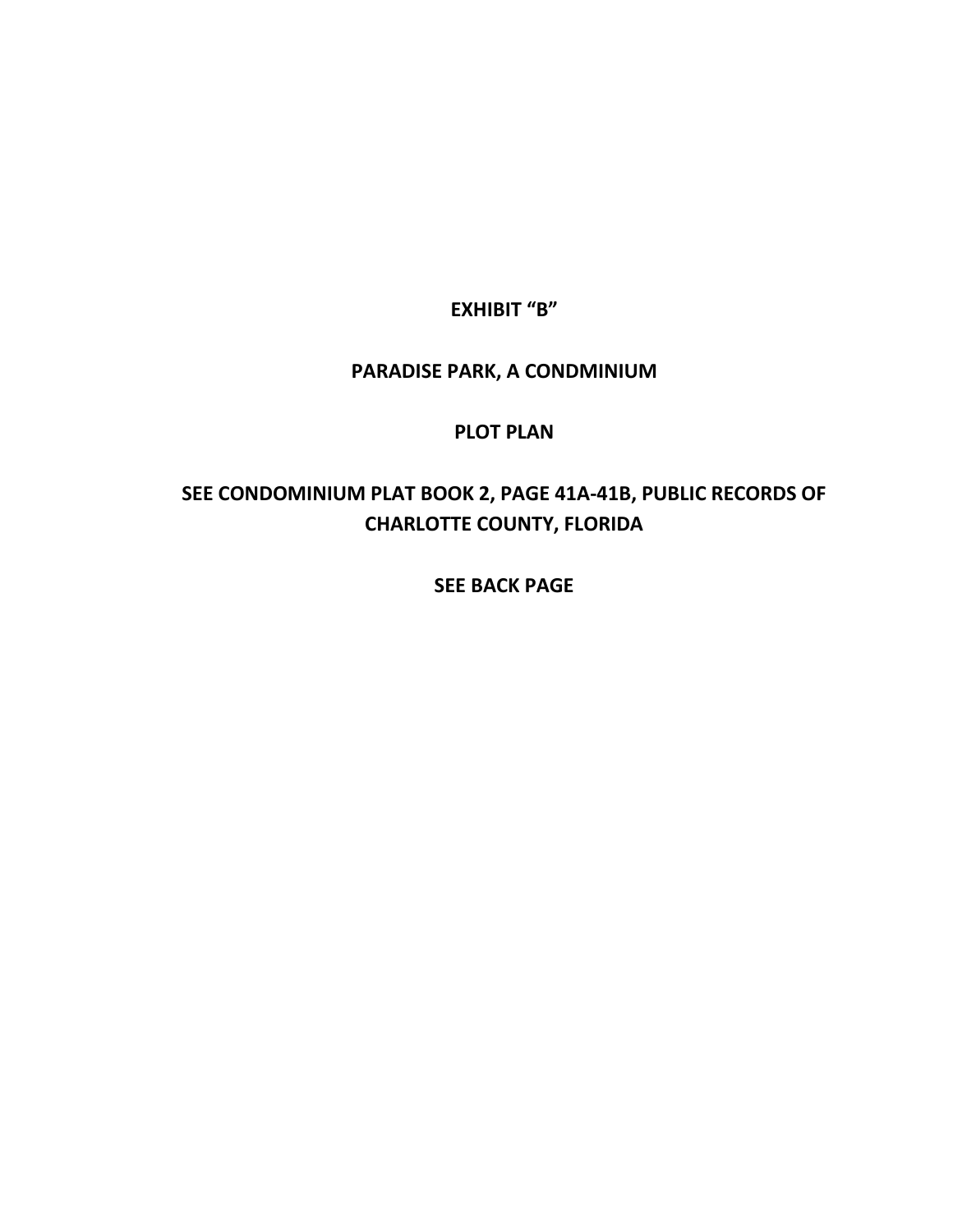**EXHIBIT "B"**

**PARADISE PARK, A CONDMINIUM**

**PLOT PLAN**

**SEE CONDOMINIUM PLAT BOOK 2, PAGE 41A-41B, PUBLIC RECORDS OF CHARLOTTE COUNTY, FLORIDA**

**SEE BACK PAGE**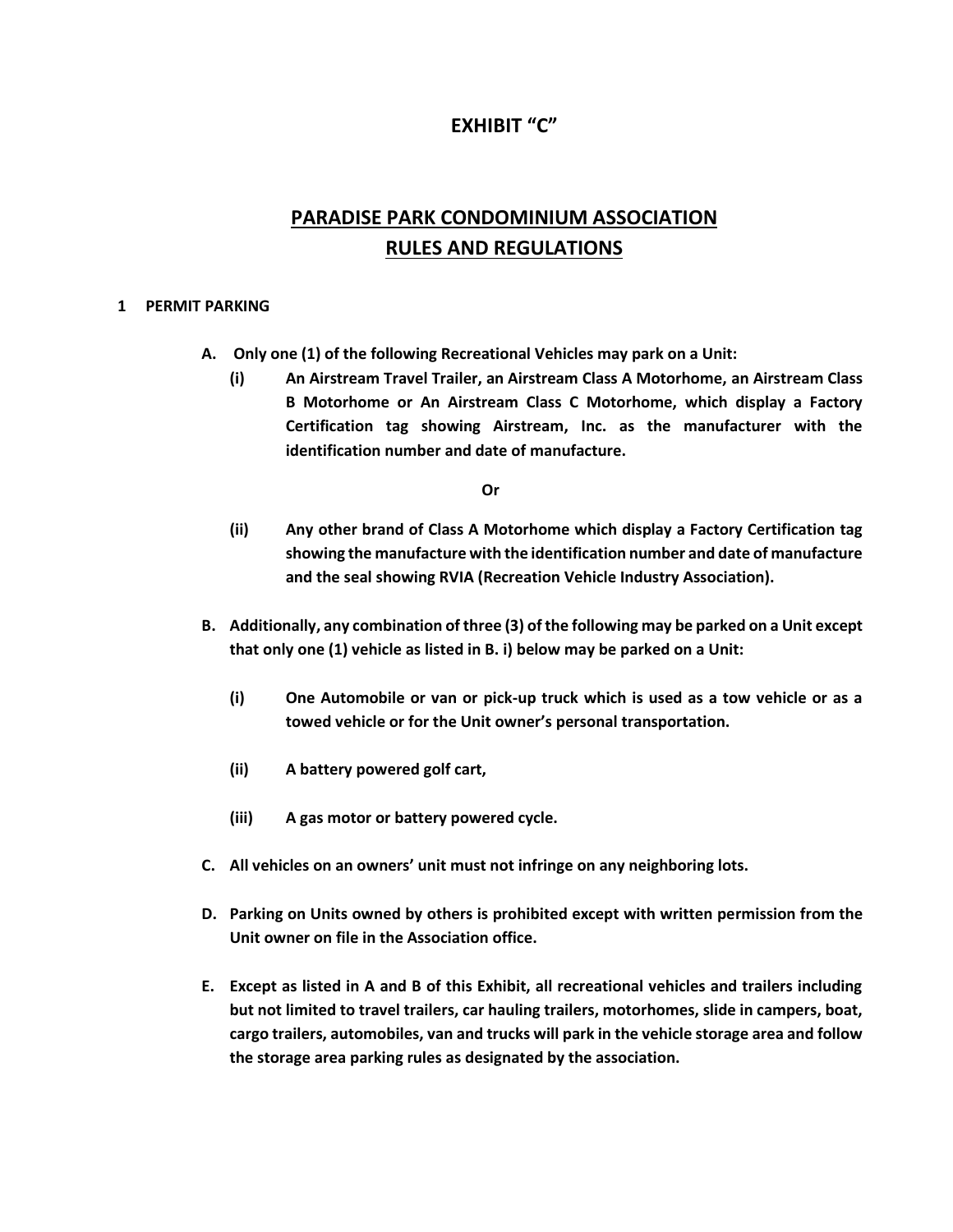# EXHIBIT "C"

## PARADISE PARK CONDOMINIUM ASSOCIATION RULES AND REGULATIONS

**1 PERMIT PARKING**

**A. Only one (1) of the following Recreational Vehicles may park on a Unit:**

**(i) An Airstream Travel Trailer, an Airstream Class A Motorhome, an Airstream Class B Motorhome or An Airstream Class C Motorhome, which display a Factory Certification tag showing Airstream, Inc. as the manufacturer with the identification number and date of manufacture.**

**Or**

**(ii) Any other brand of Class A Motorhome which display a Factory Certification tag showing the manufacture with the identification number and date of manufacture and the seal showing RVIA (Recreation Vehicle Industry Association).**

**B. Additionally, any combination of three (3) of the following may be parked on a Unit except that only one (1) vehicle as listed in B. i) below may be parked on a Unit:**

**(i) One Automobile or van or pick-up truck which is used as a tow vehicle or as a towed vehicle or for the Unit owner's personal transportation.**

**(ii) A battery powered golf cart,**

**(iii) A gas motor or battery powered cycle.**

**C. All vehicles on an owners' unit must not infringe on any neighboring lots.**

**D. Parking on Units owned by others is prohibited except with written permission from the Unit owner on file in the Association office.**

**E. Except as listed in A and B of this Exhibit, all recreational vehicles and trailers including but not limited to travel trailers, car hauling trailers, motorhomes, slide in campers, boat, cargo trailers, automobiles, van and trucks will park in the vehicle storage area and follow the storage area parking rules as designated by the association.**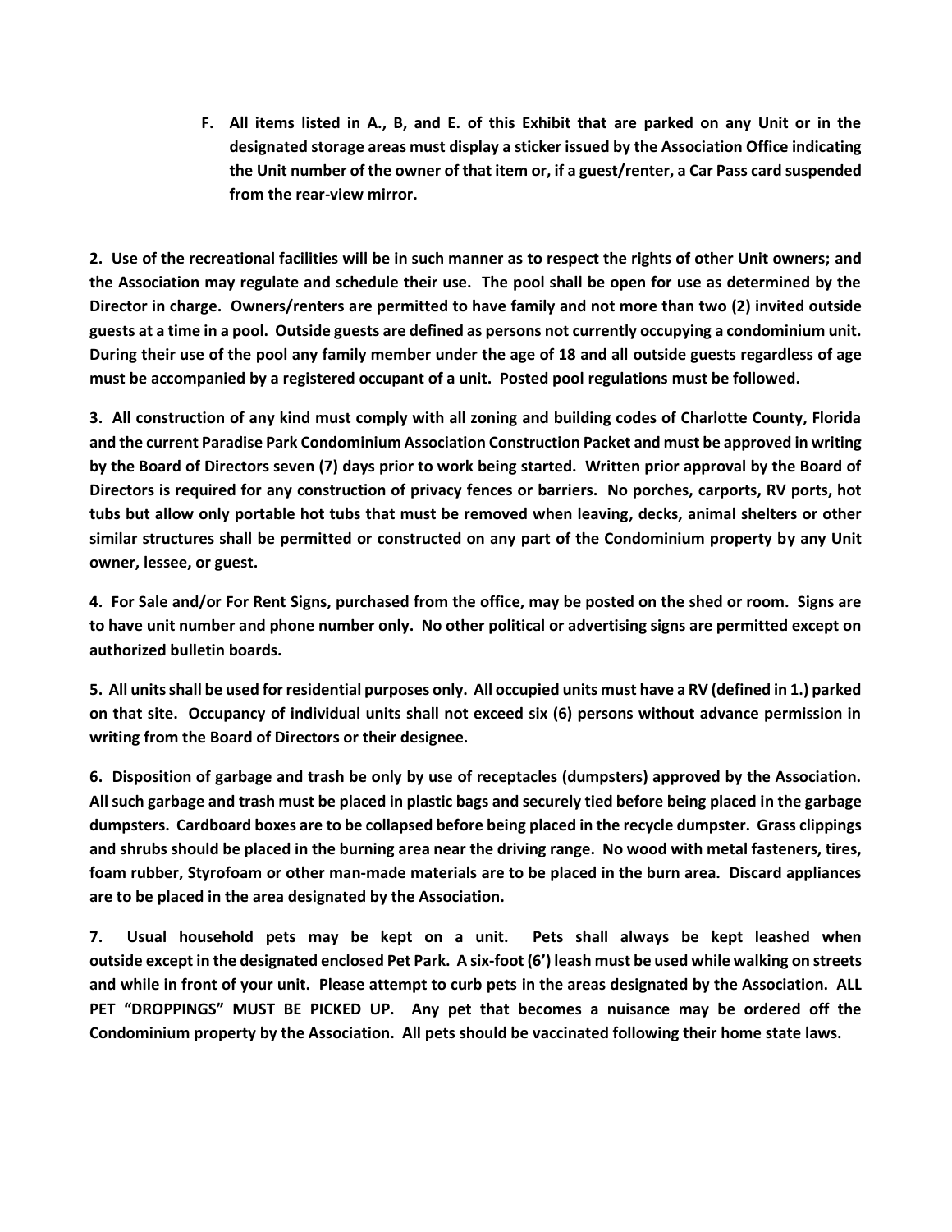**F. All items listed in A., B, and E. of this Exhibit that are parked on any Unit or in the designated storage areas must display a sticker issued by the Association Office indicating the Unit number of the owner of that item or, if a guest/renter, a Car Pass card suspended from the rear-view mirror.**

**2. Use of the recreational facilities will be in such manner as to respect the rights of other Unit owners; and the Association may regulate and schedule their use. The pool shall be open for use as determined by the Director in charge. Owners/renters are permitted to have family and not more than two (2) invited outside guests at a time in a pool. Outside guests are defined as persons not currently occupying a condominium unit. During their use of the pool any family member under the age of 18 and all outside guests regardless of age must be accompanied by a registered occupant of a unit. Posted pool regulations must be followed.**

**3. All construction of any kind must comply with all zoning and building codes of Charlotte County, Florida and the current Paradise Park Condominium Association Construction Packet and must be approved in writing by the Board of Directors seven (7) days prior to work being started. Written prior approval by the Board of Directors is required for any construction of privacy fences or barriers. No porches, carports, RV ports, hot tubs but allow only portable hot tubs that must be removed when leaving, decks, animal shelters or other similar structures shall be permitted or constructed on any part of the Condominium property by any Unit owner, lessee, or guest.**

**4. For Sale and/or For Rent Signs, purchased from the office, may be posted on the shed or room. Signs are to have unit number and phone number only. No other political or advertising signs are permitted except on authorized bulletin boards.**

**5. All units shall be used for residential purposes only. All occupied units must have a RV (defined in 1.) parked on that site. Occupancy of individual units shall not exceed six (6) persons without advance permission in writing from the Board of Directors or their designee.**

**6. Disposition of garbage and trash be only by use of receptacles (dumpsters) approved by the Association. All such garbage and trash must be placed in plastic bags and securely tied before being placed in the garbage dumpsters. Cardboard boxes are to be collapsed before being placed in the recycle dumpster. Grass clippings and shrubs should be placed in the burning area near the driving range. No wood with metal fasteners, tires, foam rubber, Styrofoam or other man-made materials are to be placed in the burn area. Discard appliances are to be placed in the area designated by the Association.**

**7. Usual household pets may be kept on a unit. Pets shall always be kept leashed when outside except in the designated enclosed Pet Park. A six-foot (6') leash must be used while walking on streets and while in front of your unit. Please attempt to curb pets in the areas designated by the Association. ALL PET "DROPPINGS" MUST BE PICKED UP. Any pet that becomes a nuisance may be ordered off the Condominium property by the Association. All pets should be vaccinated following their home state laws.**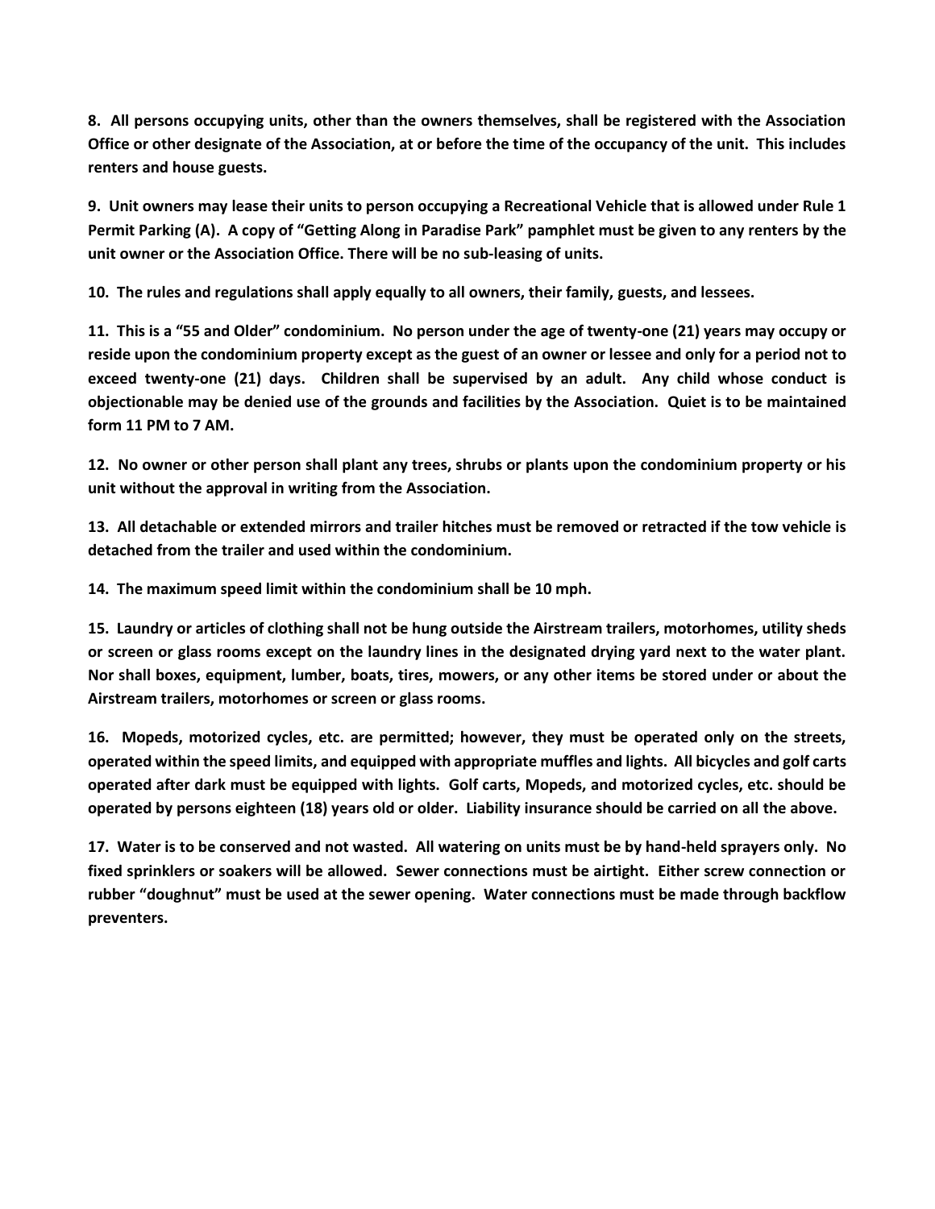**8. All persons occupying units, other than the owners themselves, shall be registered with the Association Office or other designate of the Association, at or before the time of the occupancy of the unit. This includes renters and house guests.**

**9. Unit owners may lease their units to person occupying a Recreational Vehicle that is allowed under Rule 1 Permit Parking (A). A copy of "Getting Along in Paradise Park" pamphlet must be given to any renters by the unit owner or the Association Office. There will be no sub-leasing of units.**

**10. The rules and regulations shall apply equally to all owners, their family, guests, and lessees.**

**11. This is a "55 and Older" condominium. No person under the age of twenty-one (21) years may occupy or reside upon the condominium property except as the guest of an owner or lessee and only for a period not to exceed twenty-one (21) days. Children shall be supervised by an adult. Any child whose conduct is objectionable may be denied use of the grounds and facilities by the Association. Quiet is to be maintained form 11 PM to 7 AM.**

**12. No owner or other person shall plant any trees, shrubs or plants upon the condominium property or his unit without the approval in writing from the Association.**

**13. All detachable or extended mirrors and trailer hitches must be removed or retracted if the tow vehicle is detached from the trailer and used within the condominium.**

**14. The maximum speed limit within the condominium shall be 10 mph.**

**15. Laundry or articles of clothing shall not be hung outside the Airstream trailers, motorhomes, utility sheds or screen or glass rooms except on the laundry lines in the designated drying yard next to the water plant. Nor shall boxes, equipment, lumber, boats, tires, mowers, or any other items be stored under or about the Airstream trailers, motorhomes or screen or glass rooms.**

**16. Mopeds, motorized cycles, etc. are permitted; however, they must be operated only on the streets, operated within the speed limits, and equipped with appropriate muffles and lights. All bicycles and golf carts operated after dark must be equipped with lights. Golf carts, Mopeds, and motorized cycles, etc. should be operated by persons eighteen (18) years old or older. Liability insurance should be carried on all the above.**

**17. Water is to be conserved and not wasted. All watering on units must be by hand-held sprayers only. No fixed sprinklers or soakers will be allowed. Sewer connections must be airtight. Either screw connection or rubber "doughnut" must be used at the sewer opening. Water connections must be made through backflow preventers.**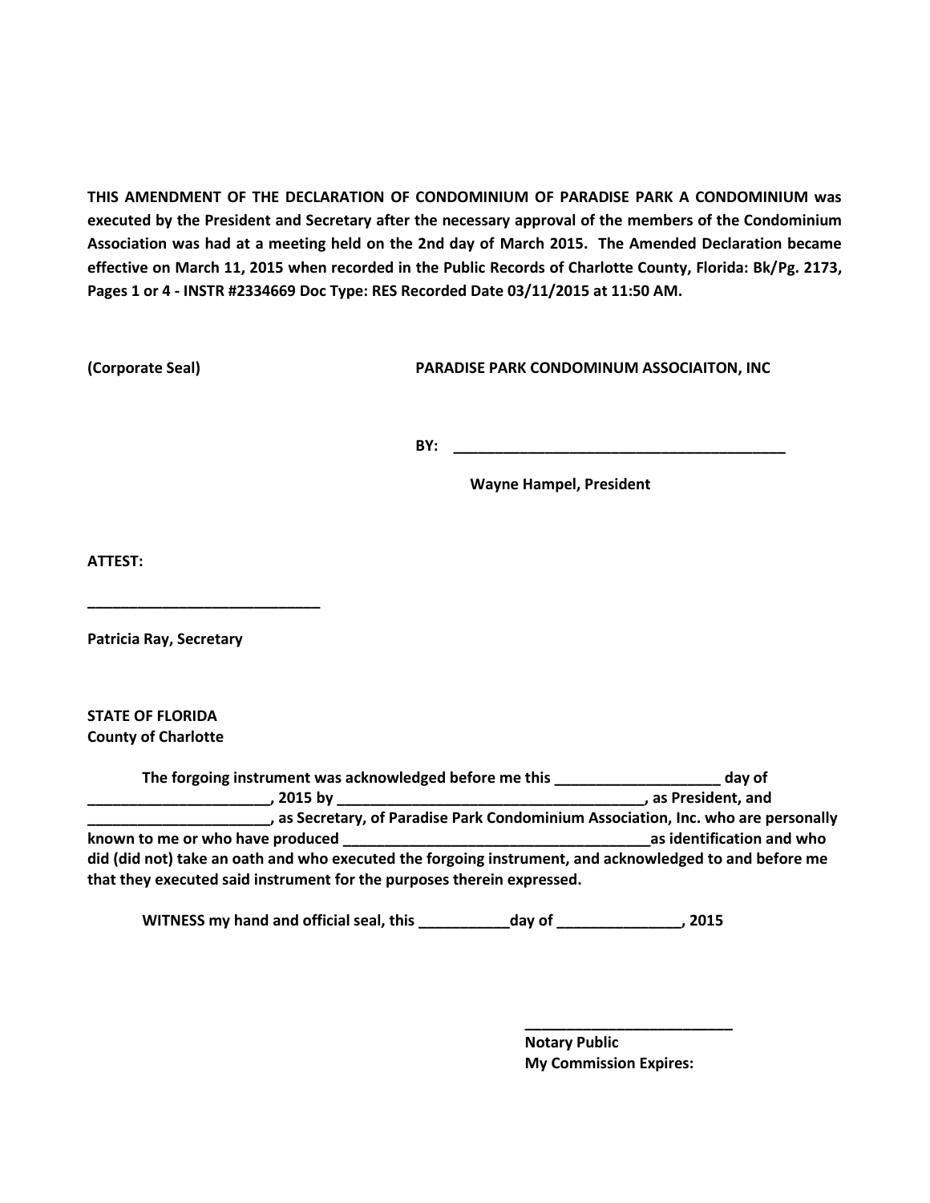**THIS AMENDMENT OF THE DECLARATION OF CONDOMINIUM OF PARADISE PARK A CONDOMINIUM was executed by the President and Secretary after the necessary approval of the members of the Condominium Association was had at a meeting held on the 2nd day of March 2015. The Amended Declaration became effective on March 11, 2015 when recorded in the Public Records of Charlotte County, Florida: Bk/Pg. 2173, Pages 1 or 4 - INSTR #2334669 Doc Type: RES Recorded Date 03/11/2015 at 11:50 AM.**

**(Corporate Seal)**

**PARADISE PARK CONDOMINUM ASSOCIAITON, INC**

**BY: ________________________________________**

**Wayne Hampel, President**

**ATTEST:**

**____________________________**

**Patricia Ray, Secretary**

**STATE OF FLORIDA**
**County of Charlotte**

**The forgoing instrument was acknowledged before me this ___________________ day of ______________________, 2015 by ____________________________________, as President, and ______________________, as Secretary, of Paradise Park Condominium Association, Inc. who are personally known to me or who have produced _____________________________________as identification and who did (did not) take an oath and who executed the forgoing instrument, and acknowledged to and before me that they executed said instrument for the purposes therein expressed.**

**WITNESS my hand and official seal, this ___________day of _______________, 2015**

**_________________________**
**Notary Public**
**My Commission Expires:**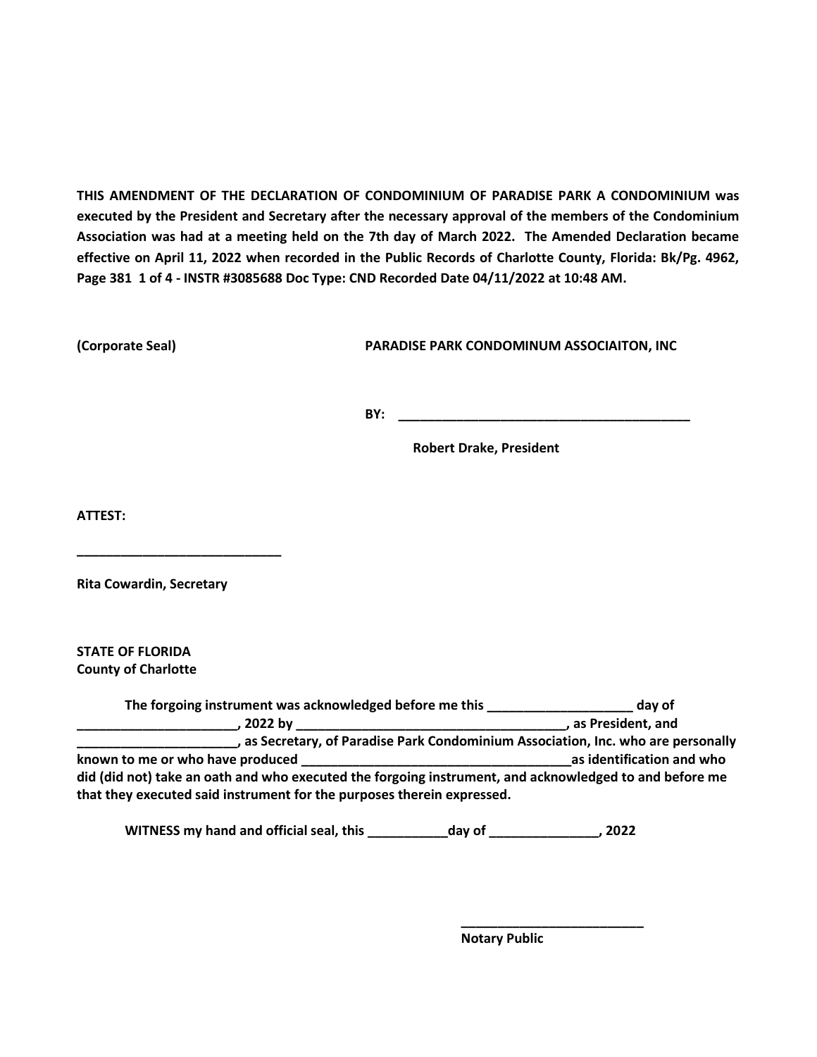**THIS AMENDMENT OF THE DECLARATION OF CONDOMINIUM OF PARADISE PARK A CONDOMINIUM was executed by the President and Secretary after the necessary approval of the members of the Condominium Association was had at a meeting held on the 7th day of March 2022. The Amended Declaration became effective on April 11, 2022 when recorded in the Public Records of Charlotte County, Florida: Bk/Pg. 4962, Page 381 1 of 4 - INSTR #3085688 Doc Type: CND Recorded Date 04/11/2022 at 10:48 AM.**

**(Corporate Seal)** **PARADISE PARK CONDOMINUM ASSOCIAITON, INC**

**BY: ________________________________________**

**Robert Drake, President**

**ATTEST:**

**____________________________**

**Rita Cowardin, Secretary**

**STATE OF FLORIDA**
**County of Charlotte**

**The forgoing instrument was acknowledged before me this ___________________ day of ______________________, 2022 by ____________________________________, as President, and ______________________, as Secretary, of Paradise Park Condominium Association, Inc. who are personally known to me or who have produced ____________________________________as identification and who did (did not) take an oath and who executed the forgoing instrument, and acknowledged to and before me that they executed said instrument for the purposes therein expressed.**

**WITNESS my hand and official seal, this ___________day of _______________, 2022**

**_________________________**
**Notary Public**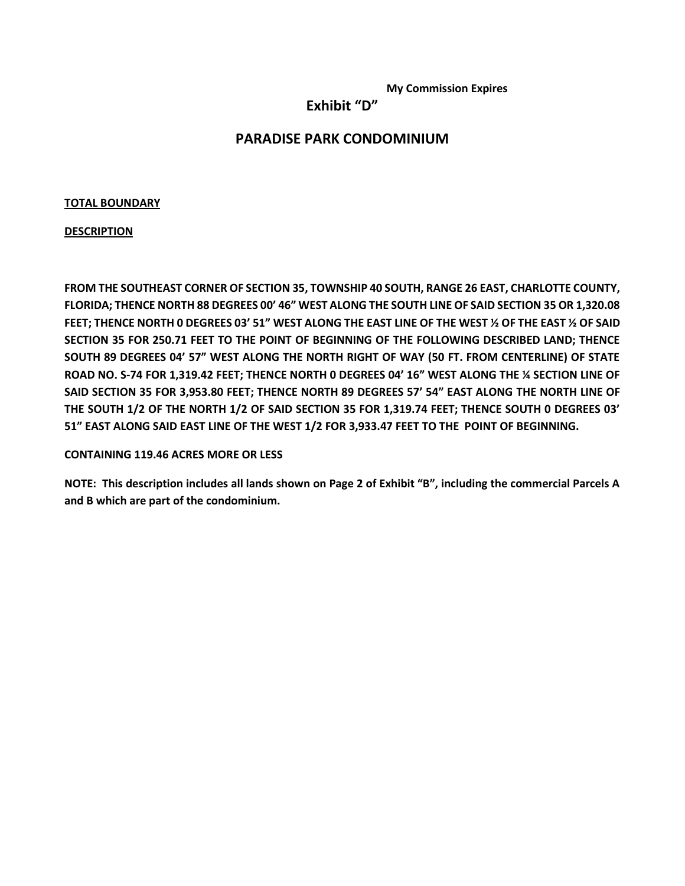**My Commission Expires**

## Exhibit "D"

## PARADISE PARK CONDOMINIUM

**TOTAL BOUNDARY**

**DESCRIPTION**

**FROM THE SOUTHEAST CORNER OF SECTION 35, TOWNSHIP 40 SOUTH, RANGE 26 EAST, CHARLOTTE COUNTY, FLORIDA; THENCE NORTH 88 DEGREES 00' 46" WEST ALONG THE SOUTH LINE OF SAID SECTION 35 OR 1,320.08 FEET; THENCE NORTH 0 DEGREES 03' 51" WEST ALONG THE EAST LINE OF THE WEST ½ OF THE EAST ½ OF SAID SECTION 35 FOR 250.71 FEET TO THE POINT OF BEGINNING OF THE FOLLOWING DESCRIBED LAND; THENCE SOUTH 89 DEGREES 04' 57" WEST ALONG THE NORTH RIGHT OF WAY (50 FT. FROM CENTERLINE) OF STATE ROAD NO. S-74 FOR 1,319.42 FEET; THENCE NORTH 0 DEGREES 04' 16" WEST ALONG THE ¼ SECTION LINE OF SAID SECTION 35 FOR 3,953.80 FEET; THENCE NORTH 89 DEGREES 57' 54" EAST ALONG THE NORTH LINE OF THE SOUTH 1/2 OF THE NORTH 1/2 OF SAID SECTION 35 FOR 1,319.74 FEET; THENCE SOUTH 0 DEGREES 03' 51" EAST ALONG SAID EAST LINE OF THE WEST 1/2 FOR 3,933.47 FEET TO THE POINT OF BEGINNING.**

**CONTAINING 119.46 ACRES MORE OR LESS**

**NOTE: This description includes all lands shown on Page 2 of Exhibit "B", including the commercial Parcels A and B which are part of the condominium.**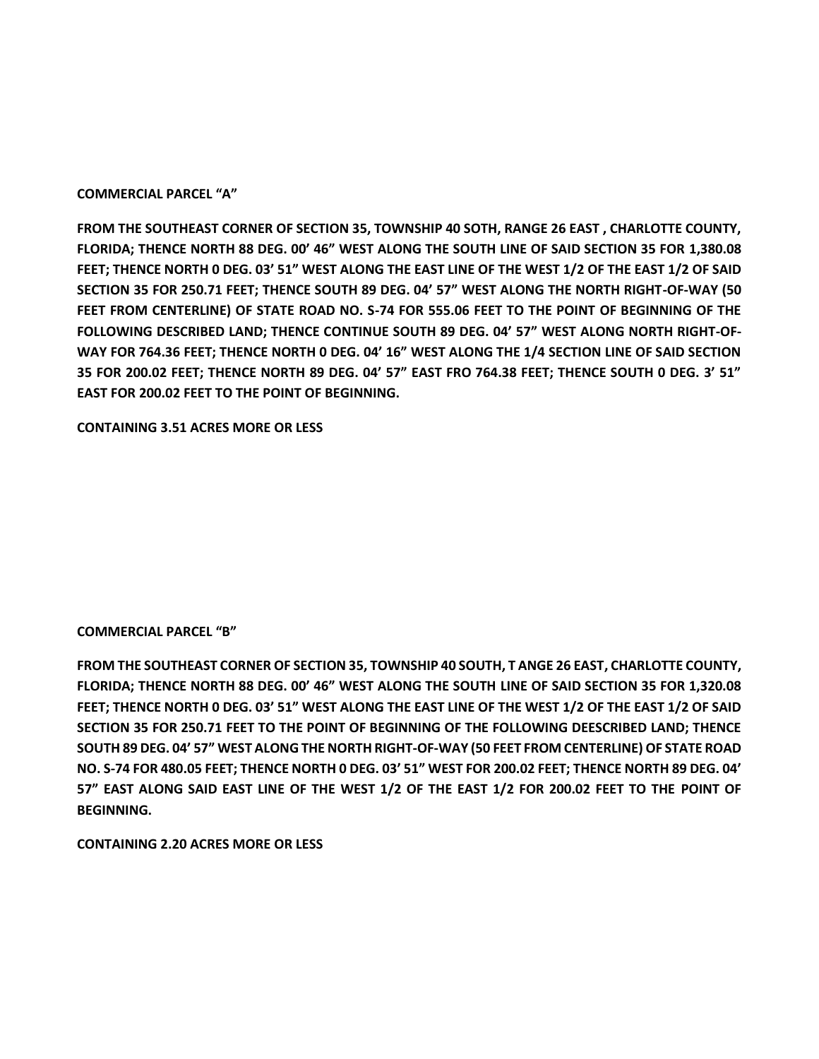**COMMERCIAL PARCEL "A"**

**FROM THE SOUTHEAST CORNER OF SECTION 35, TOWNSHIP 40 SOTH, RANGE 26 EAST , CHARLOTTE COUNTY, FLORIDA; THENCE NORTH 88 DEG. 00' 46" WEST ALONG THE SOUTH LINE OF SAID SECTION 35 FOR 1,380.08 FEET; THENCE NORTH 0 DEG. 03' 51" WEST ALONG THE EAST LINE OF THE WEST 1/2 OF THE EAST 1/2 OF SAID SECTION 35 FOR 250.71 FEET; THENCE SOUTH 89 DEG. 04' 57" WEST ALONG THE NORTH RIGHT-OF-WAY (50 FEET FROM CENTERLINE) OF STATE ROAD NO. S-74 FOR 555.06 FEET TO THE POINT OF BEGINNING OF THE FOLLOWING DESCRIBED LAND; THENCE CONTINUE SOUTH 89 DEG. 04' 57" WEST ALONG NORTH RIGHT-OF-WAY FOR 764.36 FEET; THENCE NORTH 0 DEG. 04' 16" WEST ALONG THE 1/4 SECTION LINE OF SAID SECTION 35 FOR 200.02 FEET; THENCE NORTH 89 DEG. 04' 57" EAST FRO 764.38 FEET; THENCE SOUTH 0 DEG. 3' 51" EAST FOR 200.02 FEET TO THE POINT OF BEGINNING.**

**CONTAINING 3.51 ACRES MORE OR LESS**

**COMMERCIAL PARCEL "B"**

**FROM THE SOUTHEAST CORNER OF SECTION 35, TOWNSHIP 40 SOUTH, T ANGE 26 EAST, CHARLOTTE COUNTY, FLORIDA; THENCE NORTH 88 DEG. 00' 46" WEST ALONG THE SOUTH LINE OF SAID SECTION 35 FOR 1,320.08 FEET; THENCE NORTH 0 DEG. 03' 51" WEST ALONG THE EAST LINE OF THE WEST 1/2 OF THE EAST 1/2 OF SAID SECTION 35 FOR 250.71 FEET TO THE POINT OF BEGINNING OF THE FOLLOWING DEESCRIBED LAND; THENCE SOUTH 89 DEG. 04' 57" WEST ALONG THE NORTH RIGHT-OF-WAY (50 FEET FROM CENTERLINE) OF STATE ROAD NO. S-74 FOR 480.05 FEET; THENCE NORTH 0 DEG. 03' 51" WEST FOR 200.02 FEET; THENCE NORTH 89 DEG. 04' 57" EAST ALONG SAID EAST LINE OF THE WEST 1/2 OF THE EAST 1/2 FOR 200.02 FEET TO THE POINT OF BEGINNING.**

**CONTAINING 2.20 ACRES MORE OR LESS**